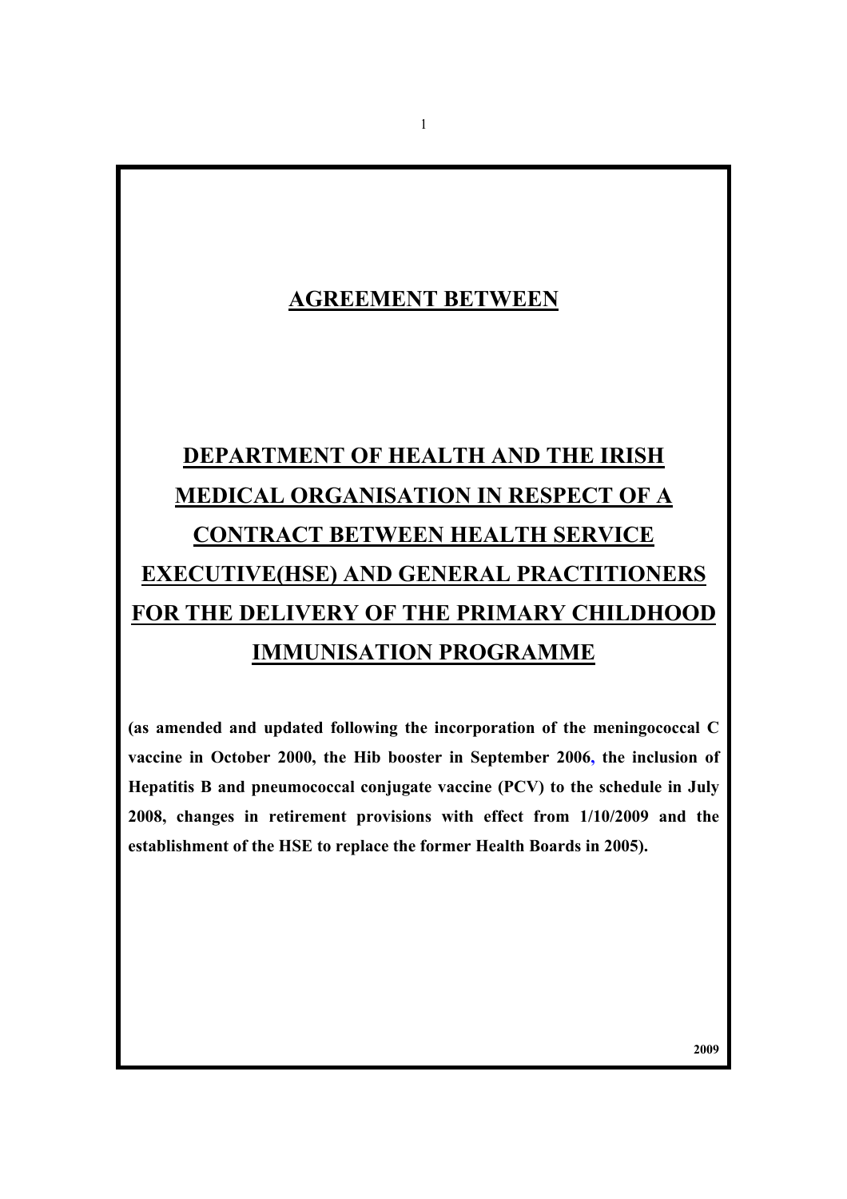# AGREEMENT BETWEEN

# DEPARTMENT OF HEALTH AND THE IRISH MEDICAL ORGANISATION IN RESPECT OF A CONTRACT BETWEEN HEALTH SERVICE EXECUTIVE(HSE) AND GENERAL PRACTITIONERS FOR THE DELIVERY OF THE PRIMARY CHILDHOOD IMMUNISATION PROGRAMME

**(as amended and updated following the incorporation of the meningococcal C vaccine in October 2000, the Hib booster in September 2006, the inclusion of Hepatitis B and pneumococcal conjugate vaccine (PCV) to the schedule in July 2008, changes in retirement provisions with effect from 1/10/2009 and the establishment of the HSE to replace the former Health Boards in 2005).**

**2009**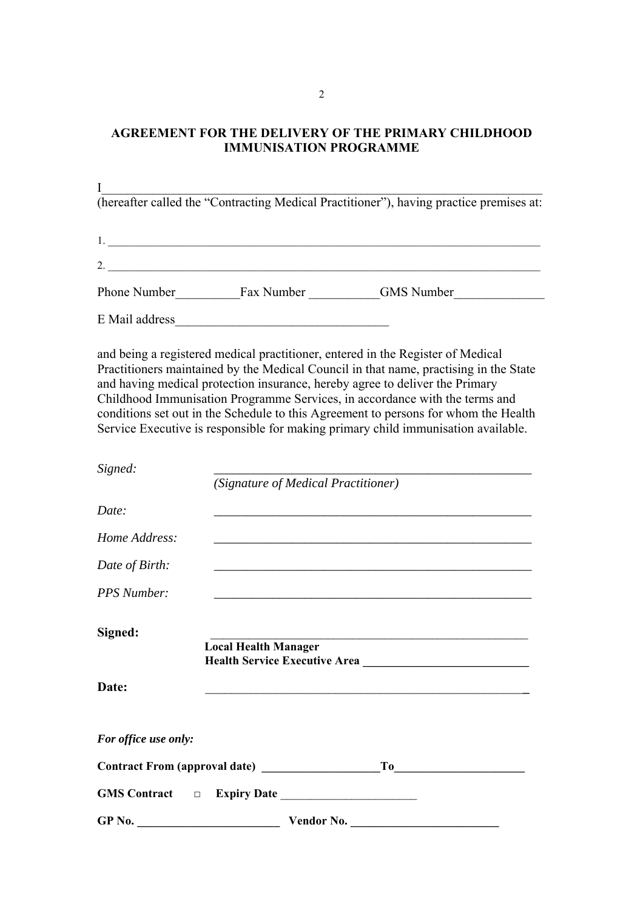## AGREEMENT FOR THE DELIVERY OF THE PRIMARY CHILDHOOD IMMUNISATION PROGRAMME

I_______________________________________________________________________
(hereafter called the "Contracting Medical Practitioner"), having practice premises at:

1. _______________________________________________________________________

2. _______________________________________________________________________

Phone Number__________Fax Number ___________GMS Number______________

E Mail address_________________________________

and being a registered medical practitioner, entered in the Register of Medical Practitioners maintained by the Medical Council in that name, practising in the State and having medical protection insurance, hereby agree to deliver the Primary Childhood Immunisation Programme Services, in accordance with the terms and conditions set out in the Schedule to this Agreement to persons for whom the Health Service Executive is responsible for making primary child immunisation available.

*Signed:* ____________________________________________________
*(Signature of Medical Practitioner)*

*Date:* ____________________________________________________

*Home Address:* ____________________________________________________

*Date of Birth:* ____________________________________________________

*PPS Number:* ____________________________________________________

**Signed:** ____________________________________________________
**Local Health Manager**
**Health Service Executive Area ____________________________**

**Date:** ____________________________________________________

***For office use only:***

**Contract From (approval date) ____________________To______________________**

**GMS Contract** □ **Expiry Date** _______________________

**GP No. ________________________ Vendor No. _________________________**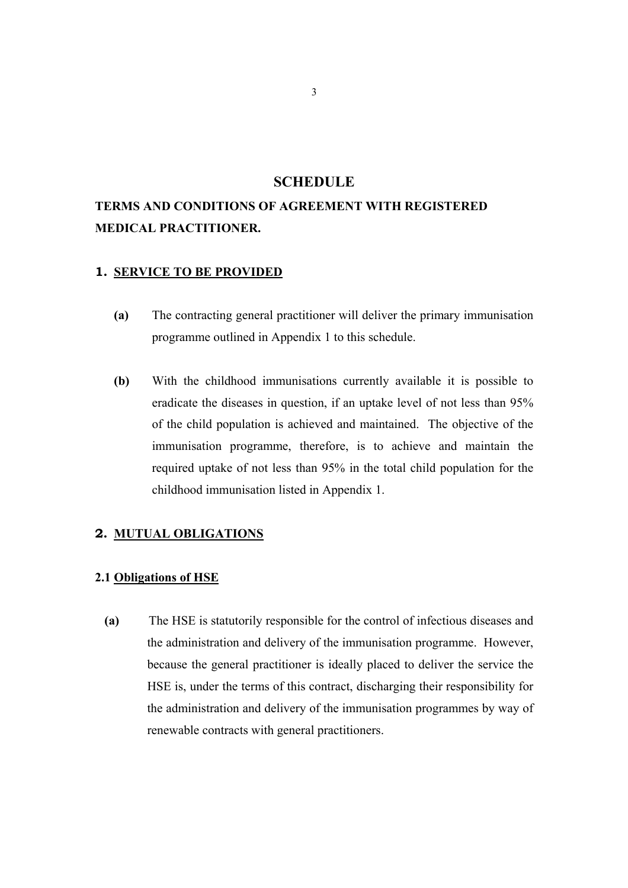# SCHEDULE

## TERMS AND CONDITIONS OF AGREEMENT WITH REGISTERED MEDICAL PRACTITIONER.

### 1. SERVICE TO BE PROVIDED

**(a)** The contracting general practitioner will deliver the primary immunisation programme outlined in Appendix 1 to this schedule.

**(b)** With the childhood immunisations currently available it is possible to eradicate the diseases in question, if an uptake level of not less than 95% of the child population is achieved and maintained. The objective of the immunisation programme, therefore, is to achieve and maintain the required uptake of not less than 95% in the total child population for the childhood immunisation listed in Appendix 1.

### 2. MUTUAL OBLIGATIONS

#### 2.1 Obligations of HSE

**(a)** The HSE is statutorily responsible for the control of infectious diseases and the administration and delivery of the immunisation programme. However, because the general practitioner is ideally placed to deliver the service the HSE is, under the terms of this contract, discharging their responsibility for the administration and delivery of the immunisation programmes by way of renewable contracts with general practitioners.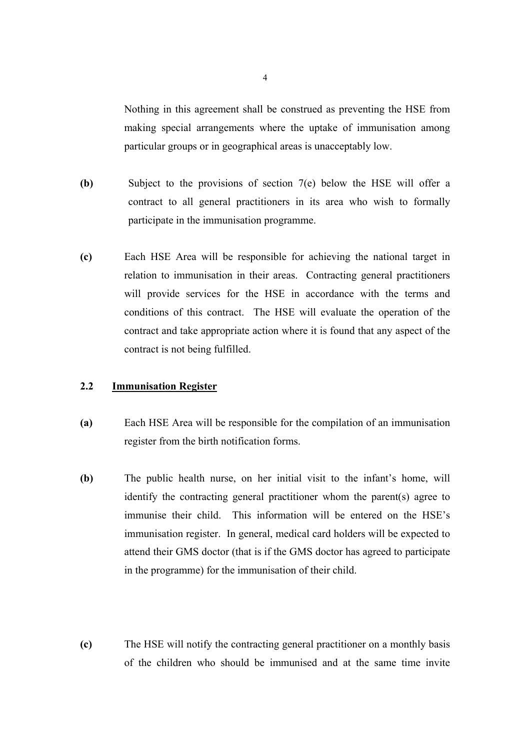Nothing in this agreement shall be construed as preventing the HSE from making special arrangements where the uptake of immunisation among particular groups or in geographical areas is unacceptably low.

**(b)** Subject to the provisions of section 7(e) below the HSE will offer a contract to all general practitioners in its area who wish to formally participate in the immunisation programme.

**(c)** Each HSE Area will be responsible for achieving the national target in relation to immunisation in their areas. Contracting general practitioners will provide services for the HSE in accordance with the terms and conditions of this contract. The HSE will evaluate the operation of the contract and take appropriate action where it is found that any aspect of the contract is not being fulfilled.

### 2.2 Immunisation Register

**(a)** Each HSE Area will be responsible for the compilation of an immunisation register from the birth notification forms.

**(b)** The public health nurse, on her initial visit to the infant's home, will identify the contracting general practitioner whom the parent(s) agree to immunise their child. This information will be entered on the HSE's immunisation register. In general, medical card holders will be expected to attend their GMS doctor (that is if the GMS doctor has agreed to participate in the programme) for the immunisation of their child.

**(c)** The HSE will notify the contracting general practitioner on a monthly basis of the children who should be immunised and at the same time invite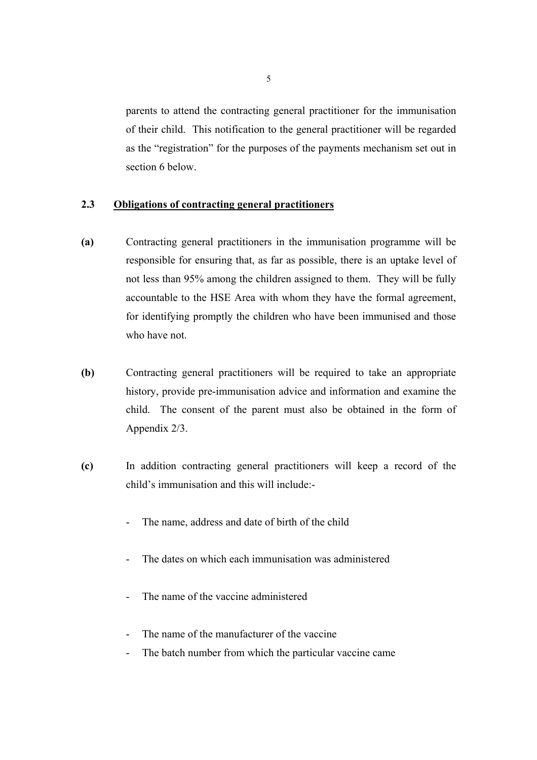parents to attend the contracting general practitioner for the immunisation of their child. This notification to the general practitioner will be regarded as the "registration" for the purposes of the payments mechanism set out in section 6 below.

### 2.3 Obligations of contracting general practitioners

**(a)** Contracting general practitioners in the immunisation programme will be responsible for ensuring that, as far as possible, there is an uptake level of not less than 95% among the children assigned to them. They will be fully accountable to the HSE Area with whom they have the formal agreement, for identifying promptly the children who have been immunised and those who have not.

**(b)** Contracting general practitioners will be required to take an appropriate history, provide pre-immunisation advice and information and examine the child. The consent of the parent must also be obtained in the form of Appendix 2/3.

**(c)** In addition contracting general practitioners will keep a record of the child's immunisation and this will include:-

- The name, address and date of birth of the child
- The dates on which each immunisation was administered
- The name of the vaccine administered
- The name of the manufacturer of the vaccine
- The batch number from which the particular vaccine came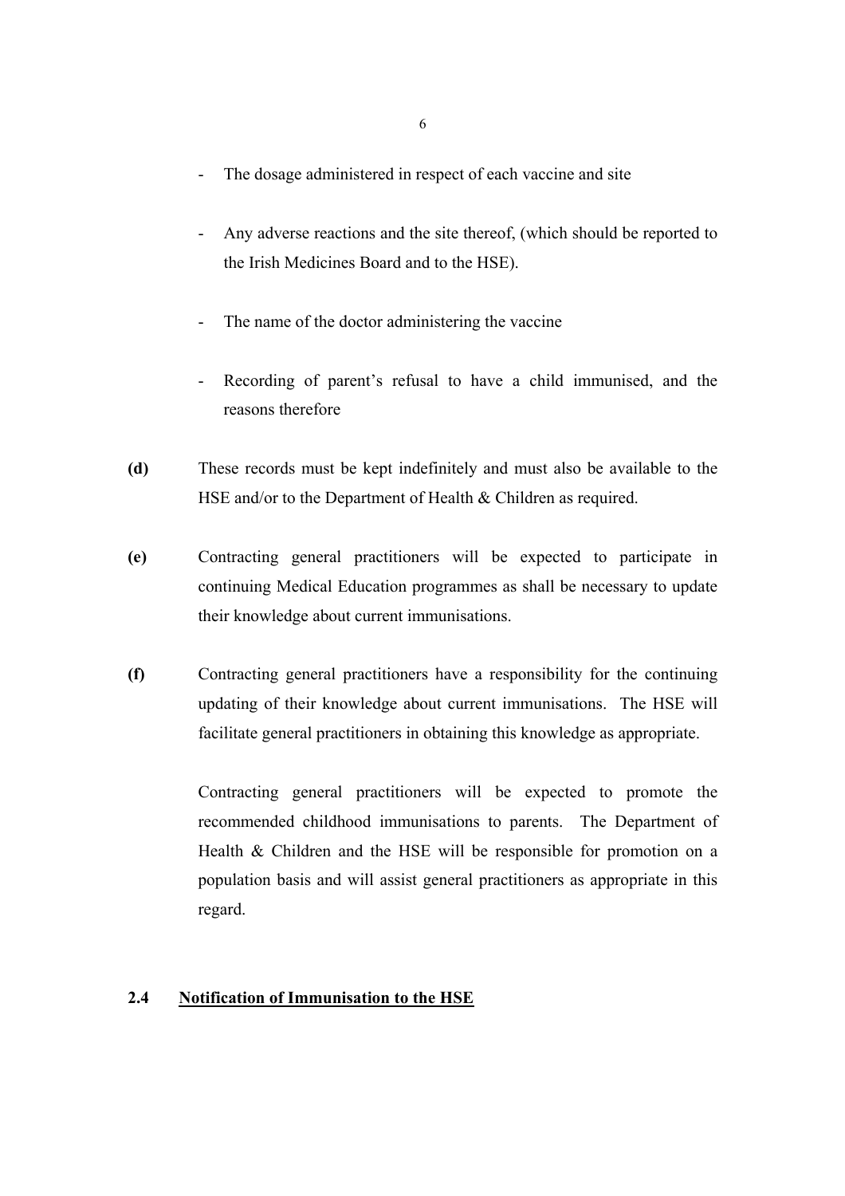- The dosage administered in respect of each vaccine and site

- Any adverse reactions and the site thereof, (which should be reported to the Irish Medicines Board and to the HSE).

- The name of the doctor administering the vaccine

- Recording of parent's refusal to have a child immunised, and the reasons therefore

**(d)** These records must be kept indefinitely and must also be available to the HSE and/or to the Department of Health & Children as required.

**(e)** Contracting general practitioners will be expected to participate in continuing Medical Education programmes as shall be necessary to update their knowledge about current immunisations.

**(f)** Contracting general practitioners have a responsibility for the continuing updating of their knowledge about current immunisations. The HSE will facilitate general practitioners in obtaining this knowledge as appropriate.

Contracting general practitioners will be expected to promote the recommended childhood immunisations to parents. The Department of Health & Children and the HSE will be responsible for promotion on a population basis and will assist general practitioners as appropriate in this regard.

## 2.4 Notification of Immunisation to the HSE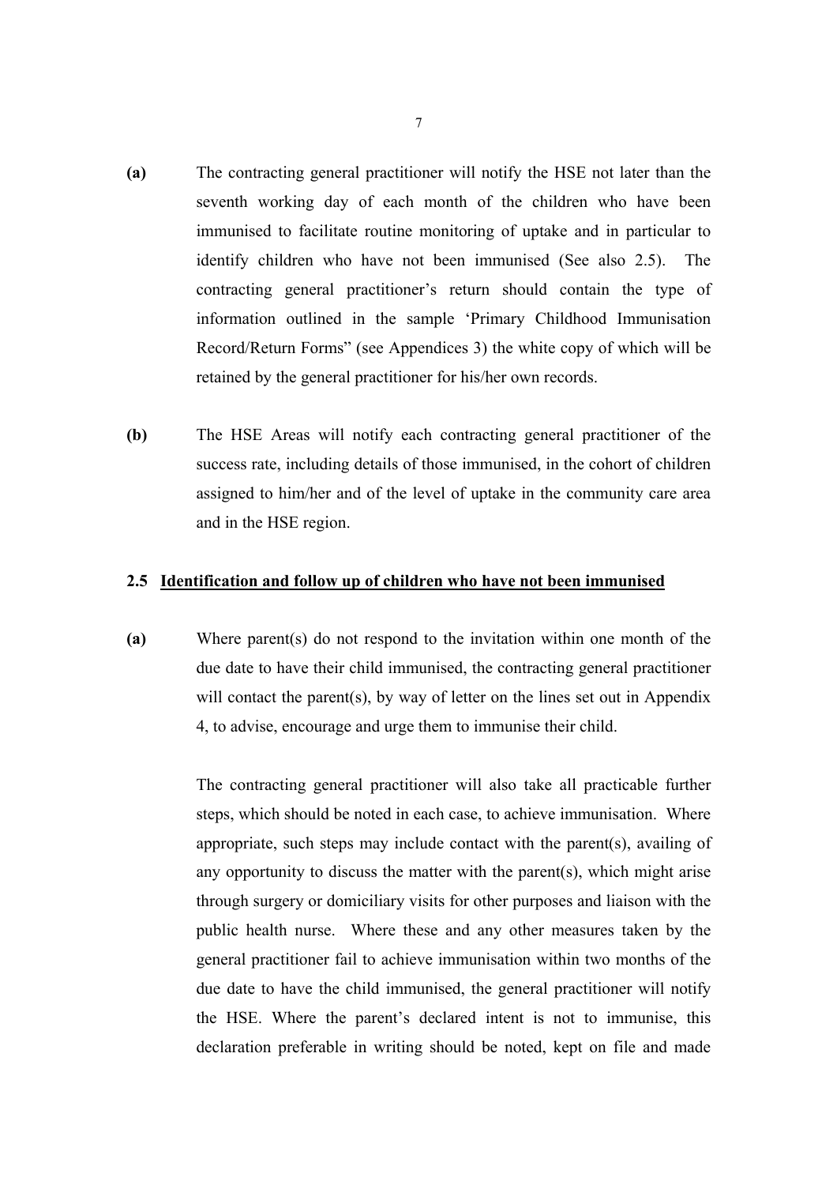**(a)** The contracting general practitioner will notify the HSE not later than the seventh working day of each month of the children who have been immunised to facilitate routine monitoring of uptake and in particular to identify children who have not been immunised (See also 2.5). The contracting general practitioner's return should contain the type of information outlined in the sample 'Primary Childhood Immunisation Record/Return Forms" (see Appendices 3) the white copy of which will be retained by the general practitioner for his/her own records.

**(b)** The HSE Areas will notify each contracting general practitioner of the success rate, including details of those immunised, in the cohort of children assigned to him/her and of the level of uptake in the community care area and in the HSE region.

### 2.5 Identification and follow up of children who have not been immunised

**(a)** Where parent(s) do not respond to the invitation within one month of the due date to have their child immunised, the contracting general practitioner will contact the parent(s), by way of letter on the lines set out in Appendix 4, to advise, encourage and urge them to immunise their child.

The contracting general practitioner will also take all practicable further steps, which should be noted in each case, to achieve immunisation. Where appropriate, such steps may include contact with the parent(s), availing of any opportunity to discuss the matter with the parent(s), which might arise through surgery or domiciliary visits for other purposes and liaison with the public health nurse. Where these and any other measures taken by the general practitioner fail to achieve immunisation within two months of the due date to have the child immunised, the general practitioner will notify the HSE. Where the parent's declared intent is not to immunise, this declaration preferable in writing should be noted, kept on file and made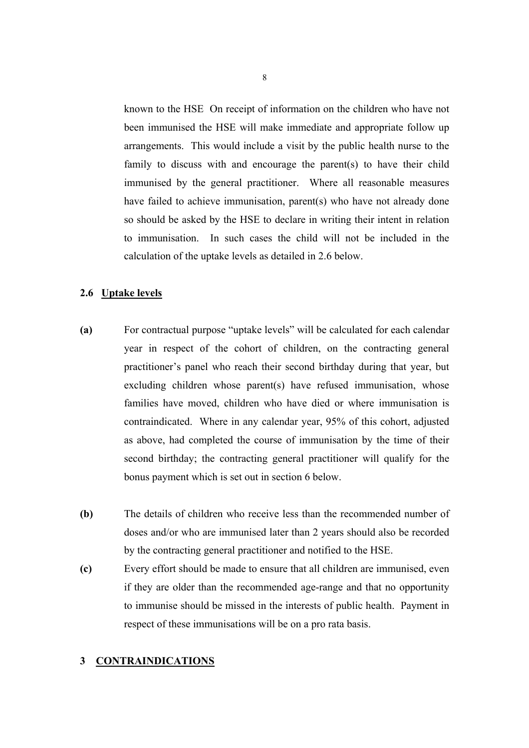known to the HSE On receipt of information on the children who have not been immunised the HSE will make immediate and appropriate follow up arrangements. This would include a visit by the public health nurse to the family to discuss with and encourage the parent(s) to have their child immunised by the general practitioner. Where all reasonable measures have failed to achieve immunisation, parent(s) who have not already done so should be asked by the HSE to declare in writing their intent in relation to immunisation. In such cases the child will not be included in the calculation of the uptake levels as detailed in 2.6 below.

### 2.6 Uptake levels

**(a)** For contractual purpose "uptake levels" will be calculated for each calendar year in respect of the cohort of children, on the contracting general practitioner's panel who reach their second birthday during that year, but excluding children whose parent(s) have refused immunisation, whose families have moved, children who have died or where immunisation is contraindicated. Where in any calendar year, 95% of this cohort, adjusted as above, had completed the course of immunisation by the time of their second birthday; the contracting general practitioner will qualify for the bonus payment which is set out in section 6 below.

**(b)** The details of children who receive less than the recommended number of doses and/or who are immunised later than 2 years should also be recorded by the contracting general practitioner and notified to the HSE.

**(c)** Every effort should be made to ensure that all children are immunised, even if they are older than the recommended age-range and that no opportunity to immunise should be missed in the interests of public health. Payment in respect of these immunisations will be on a pro rata basis.

## 3 CONTRAINDICATIONS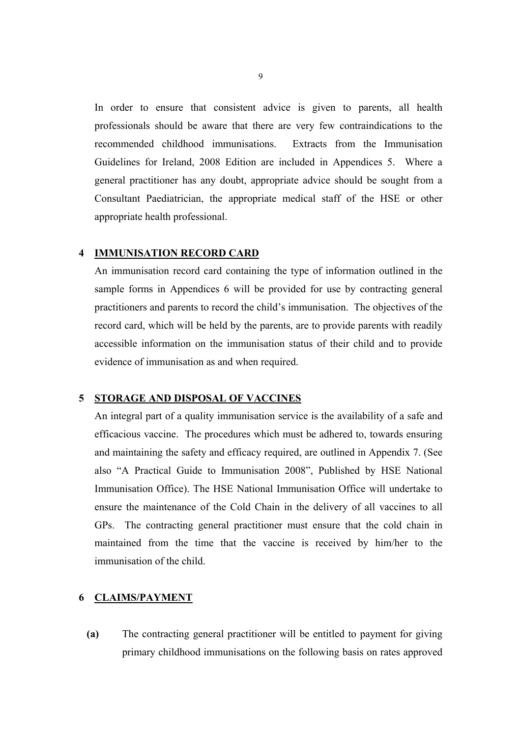In order to ensure that consistent advice is given to parents, all health professionals should be aware that there are very few contraindications to the recommended childhood immunisations. Extracts from the Immunisation Guidelines for Ireland, 2008 Edition are included in Appendices 5. Where a general practitioner has any doubt, appropriate advice should be sought from a Consultant Paediatrician, the appropriate medical staff of the HSE or other appropriate health professional.

## 4 IMMUNISATION RECORD CARD

An immunisation record card containing the type of information outlined in the sample forms in Appendices 6 will be provided for use by contracting general practitioners and parents to record the child's immunisation. The objectives of the record card, which will be held by the parents, are to provide parents with readily accessible information on the immunisation status of their child and to provide evidence of immunisation as and when required.

## 5 STORAGE AND DISPOSAL OF VACCINES

An integral part of a quality immunisation service is the availability of a safe and efficacious vaccine. The procedures which must be adhered to, towards ensuring and maintaining the safety and efficacy required, are outlined in Appendix 7. (See also "A Practical Guide to Immunisation 2008", Published by HSE National Immunisation Office). The HSE National Immunisation Office will undertake to ensure the maintenance of the Cold Chain in the delivery of all vaccines to all GPs. The contracting general practitioner must ensure that the cold chain in maintained from the time that the vaccine is received by him/her to the immunisation of the child.

## 6 CLAIMS/PAYMENT

**(a)** The contracting general practitioner will be entitled to payment for giving primary childhood immunisations on the following basis on rates approved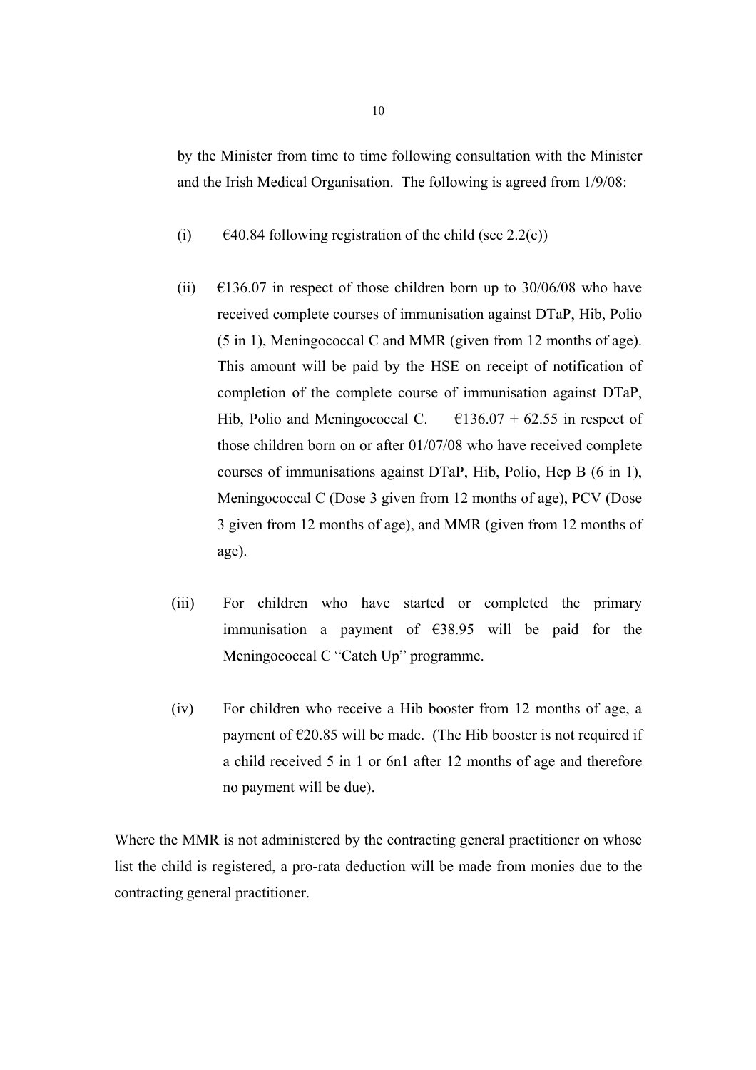by the Minister from time to time following consultation with the Minister and the Irish Medical Organisation. The following is agreed from 1/9/08:

(i) €40.84 following registration of the child (see 2.2(c))

(ii) €136.07 in respect of those children born up to 30/06/08 who have received complete courses of immunisation against DTaP, Hib, Polio (5 in 1), Meningococcal C and MMR (given from 12 months of age). This amount will be paid by the HSE on receipt of notification of completion of the complete course of immunisation against DTaP, Hib, Polio and Meningococcal C. €136.07 + 62.55 in respect of those children born on or after 01/07/08 who have received complete courses of immunisations against DTaP, Hib, Polio, Hep B (6 in 1), Meningococcal C (Dose 3 given from 12 months of age), PCV (Dose 3 given from 12 months of age), and MMR (given from 12 months of age).

(iii) For children who have started or completed the primary immunisation a payment of €38.95 will be paid for the Meningococcal C "Catch Up" programme.

(iv) For children who receive a Hib booster from 12 months of age, a payment of €20.85 will be made. (The Hib booster is not required if a child received 5 in 1 or 6n1 after 12 months of age and therefore no payment will be due).

Where the MMR is not administered by the contracting general practitioner on whose list the child is registered, a pro-rata deduction will be made from monies due to the contracting general practitioner.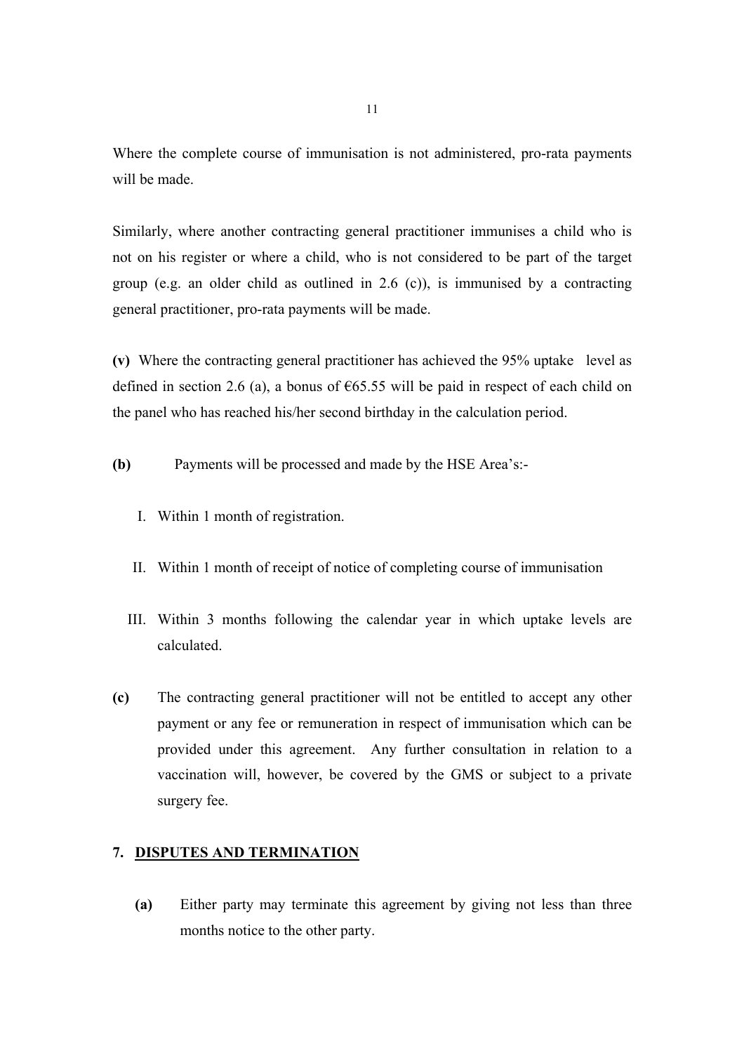Where the complete course of immunisation is not administered, pro-rata payments will be made.

Similarly, where another contracting general practitioner immunises a child who is not on his register or where a child, who is not considered to be part of the target group (e.g. an older child as outlined in 2.6 (c)), is immunised by a contracting general practitioner, pro-rata payments will be made.

**(v)** Where the contracting general practitioner has achieved the 95% uptake level as defined in section 2.6 (a), a bonus of €65.55 will be paid in respect of each child on the panel who has reached his/her second birthday in the calculation period.

**(b)** Payments will be processed and made by the HSE Area's:-

I. Within 1 month of registration.

II. Within 1 month of receipt of notice of completing course of immunisation

III. Within 3 months following the calendar year in which uptake levels are calculated.

**(c)** The contracting general practitioner will not be entitled to accept any other payment or any fee or remuneration in respect of immunisation which can be provided under this agreement. Any further consultation in relation to a vaccination will, however, be covered by the GMS or subject to a private surgery fee.

## 7. DISPUTES AND TERMINATION

**(a)** Either party may terminate this agreement by giving not less than three months notice to the other party.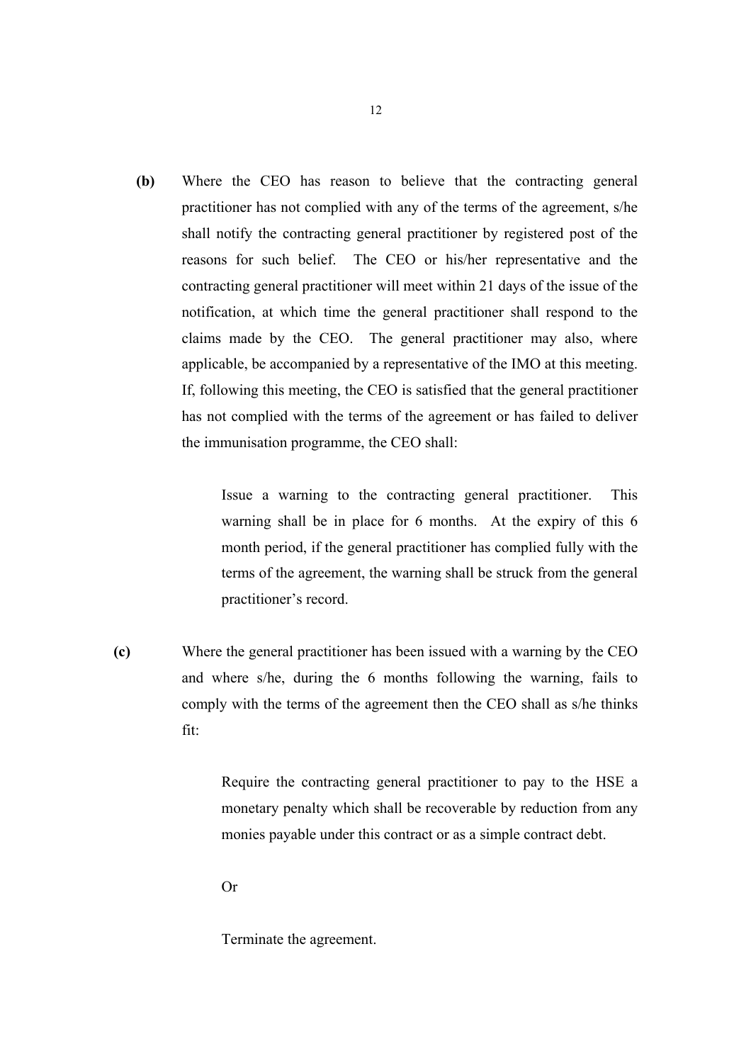**(b)** Where the CEO has reason to believe that the contracting general practitioner has not complied with any of the terms of the agreement, s/he shall notify the contracting general practitioner by registered post of the reasons for such belief. The CEO or his/her representative and the contracting general practitioner will meet within 21 days of the issue of the notification, at which time the general practitioner shall respond to the claims made by the CEO. The general practitioner may also, where applicable, be accompanied by a representative of the IMO at this meeting. If, following this meeting, the CEO is satisfied that the general practitioner has not complied with the terms of the agreement or has failed to deliver the immunisation programme, the CEO shall:

> Issue a warning to the contracting general practitioner. This warning shall be in place for 6 months. At the expiry of this 6 month period, if the general practitioner has complied fully with the terms of the agreement, the warning shall be struck from the general practitioner's record.

**(c)** Where the general practitioner has been issued with a warning by the CEO and where s/he, during the 6 months following the warning, fails to comply with the terms of the agreement then the CEO shall as s/he thinks fit:

> Require the contracting general practitioner to pay to the HSE a monetary penalty which shall be recoverable by reduction from any monies payable under this contract or as a simple contract debt.
>
> Or
>
> Terminate the agreement.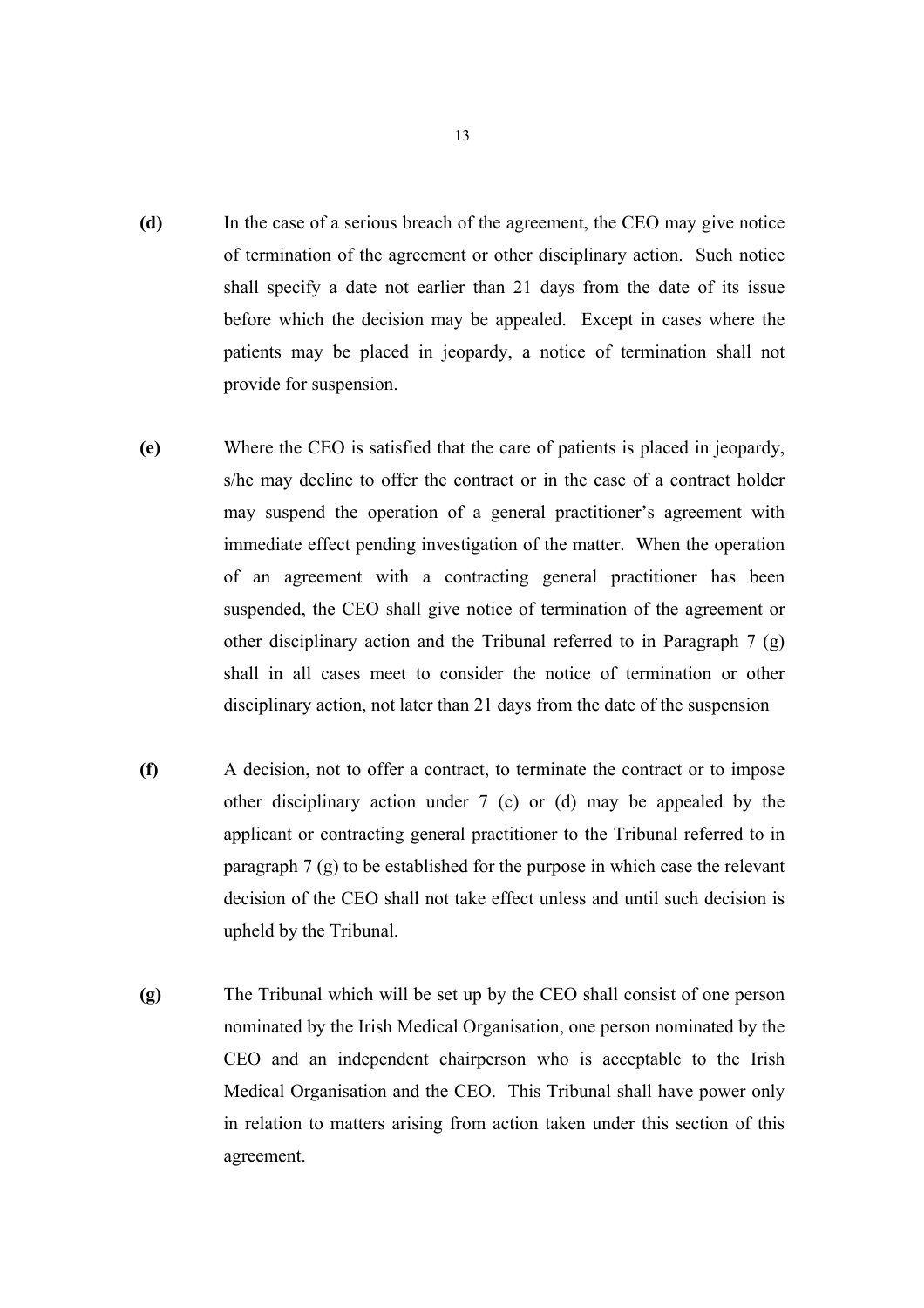**(d)** In the case of a serious breach of the agreement, the CEO may give notice of termination of the agreement or other disciplinary action. Such notice shall specify a date not earlier than 21 days from the date of its issue before which the decision may be appealed. Except in cases where the patients may be placed in jeopardy, a notice of termination shall not provide for suspension.

**(e)** Where the CEO is satisfied that the care of patients is placed in jeopardy, s/he may decline to offer the contract or in the case of a contract holder may suspend the operation of a general practitioner's agreement with immediate effect pending investigation of the matter. When the operation of an agreement with a contracting general practitioner has been suspended, the CEO shall give notice of termination of the agreement or other disciplinary action and the Tribunal referred to in Paragraph 7 (g) shall in all cases meet to consider the notice of termination or other disciplinary action, not later than 21 days from the date of the suspension

**(f)** A decision, not to offer a contract, to terminate the contract or to impose other disciplinary action under 7 (c) or (d) may be appealed by the applicant or contracting general practitioner to the Tribunal referred to in paragraph 7 (g) to be established for the purpose in which case the relevant decision of the CEO shall not take effect unless and until such decision is upheld by the Tribunal.

**(g)** The Tribunal which will be set up by the CEO shall consist of one person nominated by the Irish Medical Organisation, one person nominated by the CEO and an independent chairperson who is acceptable to the Irish Medical Organisation and the CEO. This Tribunal shall have power only in relation to matters arising from action taken under this section of this agreement.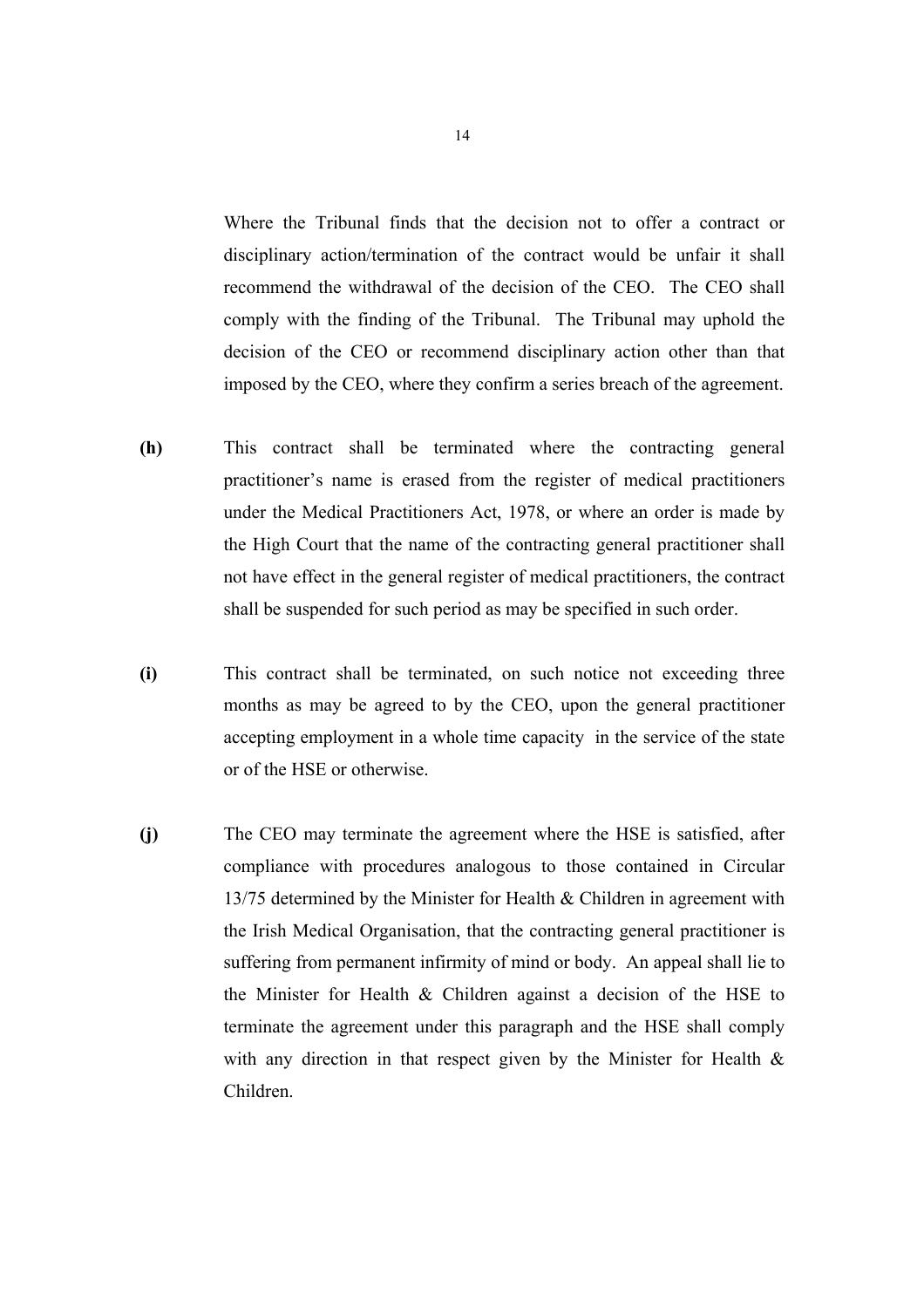Where the Tribunal finds that the decision not to offer a contract or disciplinary action/termination of the contract would be unfair it shall recommend the withdrawal of the decision of the CEO. The CEO shall comply with the finding of the Tribunal. The Tribunal may uphold the decision of the CEO or recommend disciplinary action other than that imposed by the CEO, where they confirm a series breach of the agreement.

**(h)** This contract shall be terminated where the contracting general practitioner's name is erased from the register of medical practitioners under the Medical Practitioners Act, 1978, or where an order is made by the High Court that the name of the contracting general practitioner shall not have effect in the general register of medical practitioners, the contract shall be suspended for such period as may be specified in such order.

**(i)** This contract shall be terminated, on such notice not exceeding three months as may be agreed to by the CEO, upon the general practitioner accepting employment in a whole time capacity in the service of the state or of the HSE or otherwise.

**(j)** The CEO may terminate the agreement where the HSE is satisfied, after compliance with procedures analogous to those contained in Circular 13/75 determined by the Minister for Health & Children in agreement with the Irish Medical Organisation, that the contracting general practitioner is suffering from permanent infirmity of mind or body. An appeal shall lie to the Minister for Health & Children against a decision of the HSE to terminate the agreement under this paragraph and the HSE shall comply with any direction in that respect given by the Minister for Health & Children.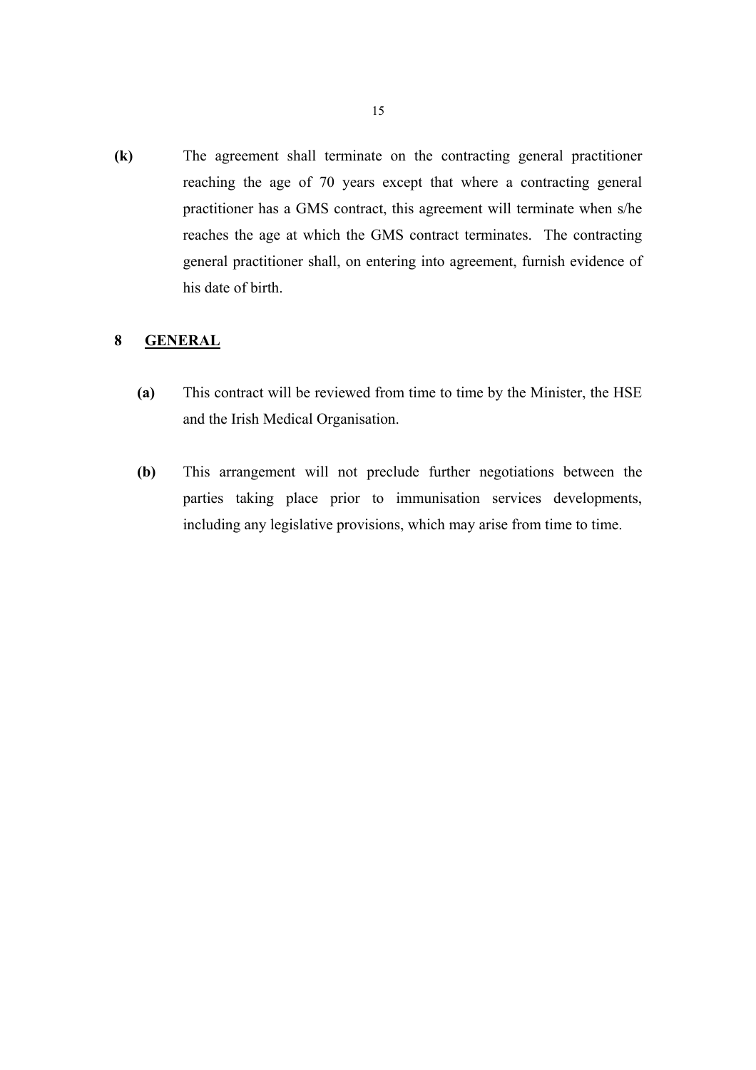**(k)** The agreement shall terminate on the contracting general practitioner reaching the age of 70 years except that where a contracting general practitioner has a GMS contract, this agreement will terminate when s/he reaches the age at which the GMS contract terminates. The contracting general practitioner shall, on entering into agreement, furnish evidence of his date of birth.

## 8 GENERAL

**(a)** This contract will be reviewed from time to time by the Minister, the HSE and the Irish Medical Organisation.

**(b)** This arrangement will not preclude further negotiations between the parties taking place prior to immunisation services developments, including any legislative provisions, which may arise from time to time.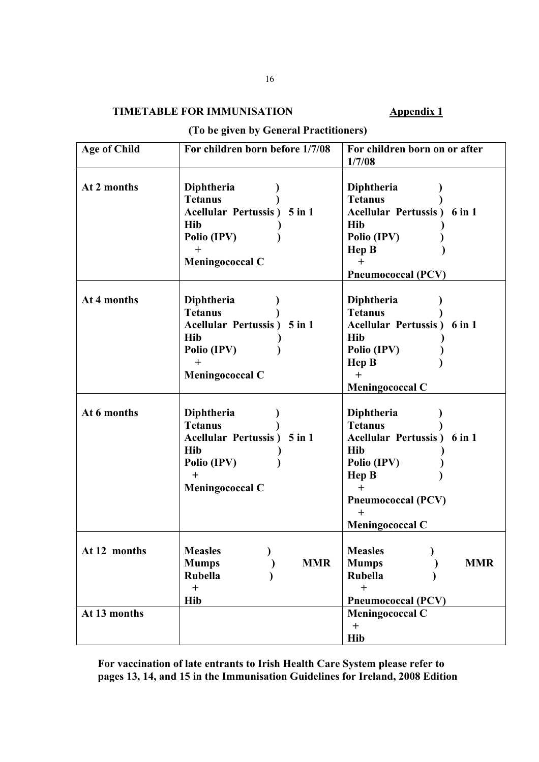**TIMETABLE FOR IMMUNISATION** **Appendix 1**

**(To be given by General Practitioners)**

| Age of Child | For children born before 1/7/08 | For children born on or after 1/7/08 |
|---|---|---|
| At 2 months | Diphtheria ) Tetanus ) Acellular Pertussis ) 5 in 1 Hib ) Polio (IPV) ) + Meningococcal C | Diphtheria ) Tetanus ) Acellular Pertussis ) 6 in 1 Hib ) Polio (IPV) ) Hep B ) + Pneumococcal (PCV) |
| At 4 months | Diphtheria ) Tetanus ) Acellular Pertussis ) 5 in 1 Hib ) Polio (IPV) ) + Meningococcal C | Diphtheria ) Tetanus ) Acellular Pertussis ) 6 in 1 Hib ) Polio (IPV) ) Hep B ) + Meningococcal C |
| At 6 months | Diphtheria ) Tetanus ) Acellular Pertussis ) 5 in 1 Hib ) Polio (IPV) ) + Meningococcal C | Diphtheria ) Tetanus ) Acellular Pertussis ) 6 in 1 Hib ) Polio (IPV) ) Hep B ) + Pneumococcal (PCV) + Meningococcal C |
| At 12 months | Measles ) Mumps ) MMR Rubella ) + Hib | Measles ) Mumps ) MMR Rubella ) + Pneumococcal (PCV) |
| At 13 months | | Meningococcal C + Hib |

**For vaccination of late entrants to Irish Health Care System please refer to pages 13, 14, and 15 in the Immunisation Guidelines for Ireland, 2008 Edition**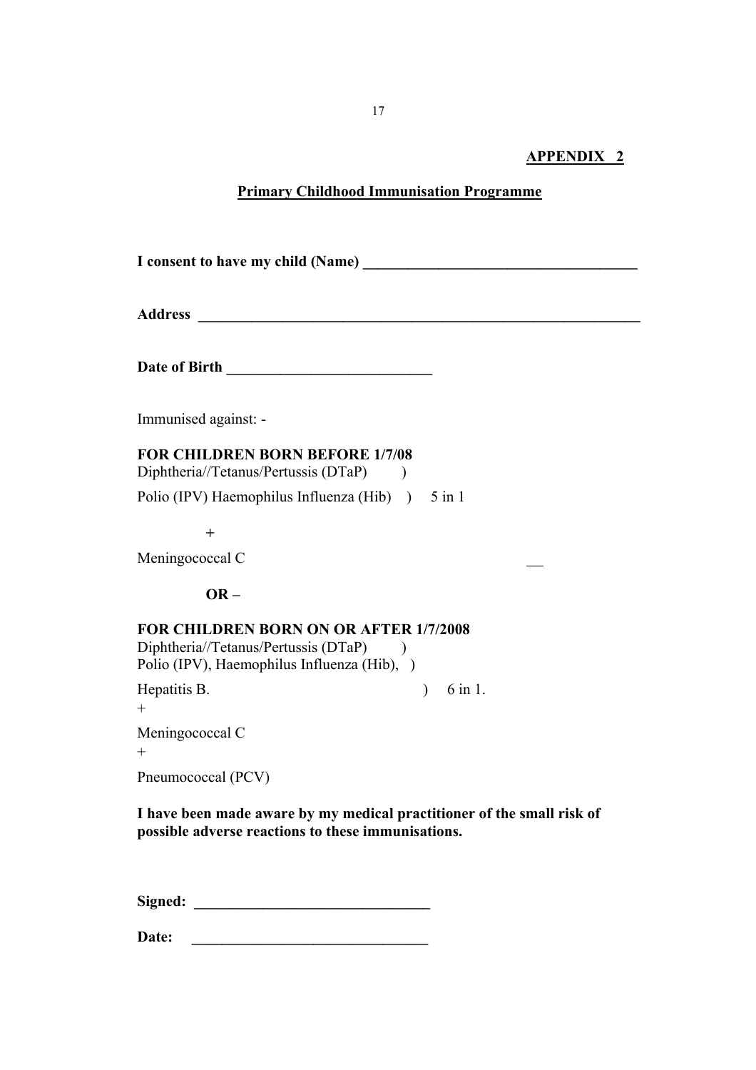**APPENDIX 2**

**Primary Childhood Immunisation Programme**

**I consent to have my child (Name) \_\_\_\_\_\_\_\_\_\_\_\_\_\_\_\_\_\_\_\_\_\_\_\_\_\_\_\_\_\_\_\_\_\_\_\_\_\_**

**Address \_\_\_\_\_\_\_\_\_\_\_\_\_\_\_\_\_\_\_\_\_\_\_\_\_\_\_\_\_\_\_\_\_\_\_\_\_\_\_\_\_\_\_\_\_\_\_\_\_\_\_\_\_\_\_\_\_\_\_\_\_\_**

**Date of Birth \_\_\_\_\_\_\_\_\_\_\_\_\_\_\_\_\_\_\_\_\_\_\_\_\_\_\_\_\_**

Immunised against: -

**FOR CHILDREN BORN BEFORE 1/7/08**

Diphtheria//Tetanus/Pertussis (DTaP) )
Polio (IPV) Haemophilus Influenza (Hib) ) 5 in 1

\+

Meningococcal C \_\_

**OR –**

**FOR CHILDREN BORN ON OR AFTER 1/7/2008**

Diphtheria//Tetanus/Pertussis (DTaP) )
Polio (IPV), Haemophilus Influenza (Hib), )
Hepatitis B. ) 6 in 1.

\+

Meningococcal C

\+

Pneumococcal (PCV)

**I have been made aware by my medical practitioner of the small risk of possible adverse reactions to these immunisations.**

**Signed: \_\_\_\_\_\_\_\_\_\_\_\_\_\_\_\_\_\_\_\_\_\_\_\_\_\_\_\_\_\_\_\_**

**Date: \_\_\_\_\_\_\_\_\_\_\_\_\_\_\_\_\_\_\_\_\_\_\_\_\_\_\_\_\_\_\_\_**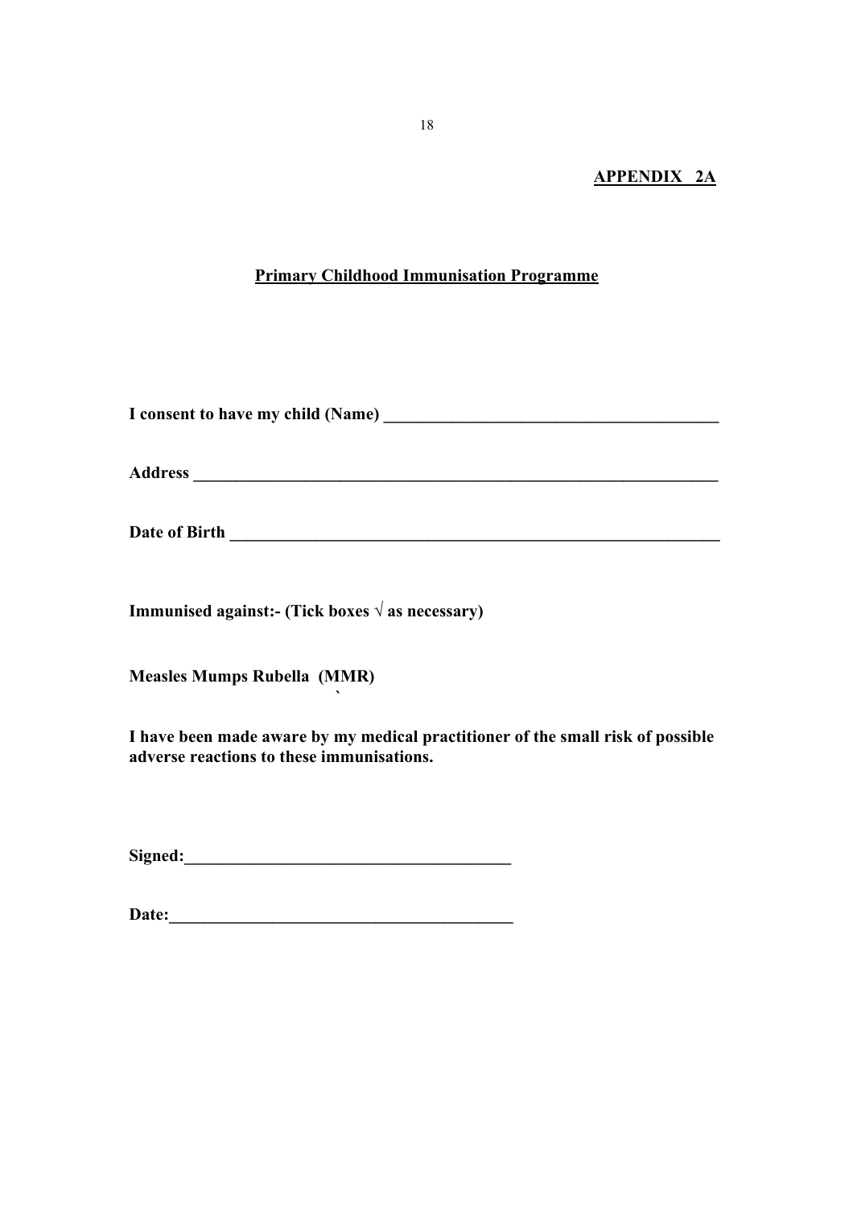**APPENDIX 2A**

## Primary Childhood Immunisation Programme

**I consent to have my child (Name) ________________________________________**

**Address ______________________________________________________________**

**Date of Birth __________________________________________________________**

**Immunised against:- (Tick boxes √ as necessary)**

**Measles Mumps Rubella (MMR)**

**I have been made aware by my medical practitioner of the small risk of possible adverse reactions to these immunisations.**

**Signed:_____________________________________**

**Date:_______________________________________**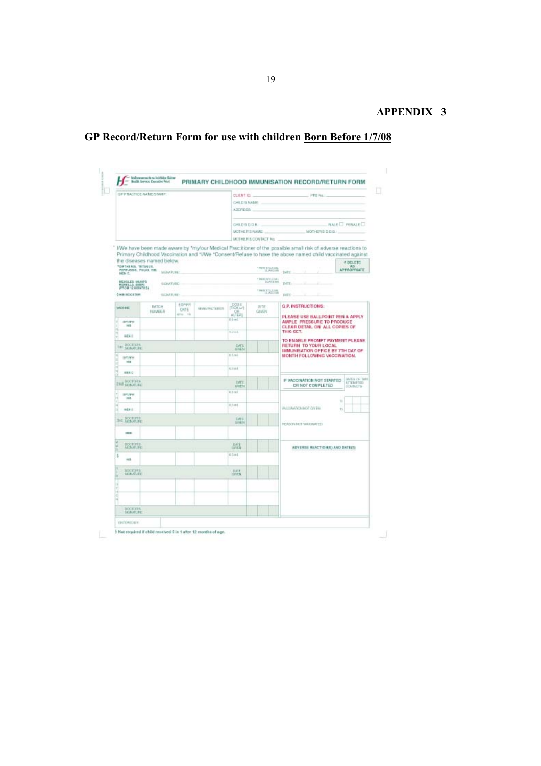## APPENDIX 3

## GP Record/Return Form for use with children Born Before 1/7/08

**PRIMARY CHILDHOOD IMMUNISATION RECORD/RETURN FORM**

GP PRACTICE NAME/STAMP:

CLIENT ID: ______ PPS No: ______

CHILD'S NAME: ______

ADDRESS: ______

CHILD'S D.O.B.: ______ MALE ☐ FEMALE ☐

MOTHER'S NAME: ______ MOTHER'S D.O.B.: ______

MOTHER'S CONTACT No: ______

* I/We have been made aware by *my/our Medical Practitioner of the possible small risk of adverse reactions to Primary Childhood Vaccination and *I/We *Consent/Refuse to have the above named child vaccinated against the diseases named below.

*DIPTHERIA, TETANUS, PERTUSSIS, POLIO, HIB, MEN C. SIGNATURE: ______ *PARENT/LEGAL GUARDIAN DATE: ______

MEASLES, MUMPS, RUBELLA (MMR) (FROM 12 MONTHS) SIGNATURE: ______ *PARENT/LEGAL GUARDIAN DATE: ______

§HIB BOOSTER SIGNATURE: ______ *PARENT/LEGAL GUARDIAN DATE: ______

* DELETE AS APPROPRIATE

| VACCINE | BATCH NUMBER | EXPIRY DATE | MANUFACTURER | DOSE (TICK ✓) OR ALTER) | SITE GIVEN |
|---|---|---|---|---|---|
| DPT/IPV HIB | | | | 0.5 ml | |
| MEN C | | | | 0.5 ml | |
| 1st DOCTOR'S SIGNATURE | | | | DATE GIVEN | |
| DPT/IPV HIB | | | | 0.5 ml | |
| MEN C | | | | 0.5 ml | |
| 2nd DOCTOR'S SIGNATURE | | | | DATE GIVEN | |
| DPT/IPV HIB | | | | 0.5 ml | |
| MEN C | | | | 0.5 ml | |
| 3rd DOCTOR'S SIGNATURE | | | | DATE GIVEN | |
| MMR | | | | | |
| DOCTOR'S SIGNATURE | | | | DATE GIVEN | |
| § HIB | | | | 0.5 ml | |
| DOCTOR'S SIGNATURE | | | | DATE GIVEN | |
| | | | | | |
| | | | | | |
| DOCTOR'S SIGNATURE | | | | | |

**G.P. INSTRUCTIONS:**

PLEASE USE BALLPOINT PEN & APPLY AMPLE PRESSURE TO PRODUCE CLEAR DETAIL ON ALL COPIES OF THIS SET.

TO ENABLE PROMPT PAYMENT PLEASE RETURN TO YOUR LOCAL IMMUNISATION OFFICE BY 7TH DAY OF MONTH FOLLOWING VACCINATION.

IF VACCINATION NOT STARTED OR NOT COMPLETED — DATES OF TWO ATTEMPTED CONTACTS 1) 2)

VACCINATION NOT GIVEN:

REASON NOT VACCINATED:

ADVERSE REACTION(S) AND DATE(S)

ENTERED BY:

§ Not required if child received 5 in 1 after 12 months of age.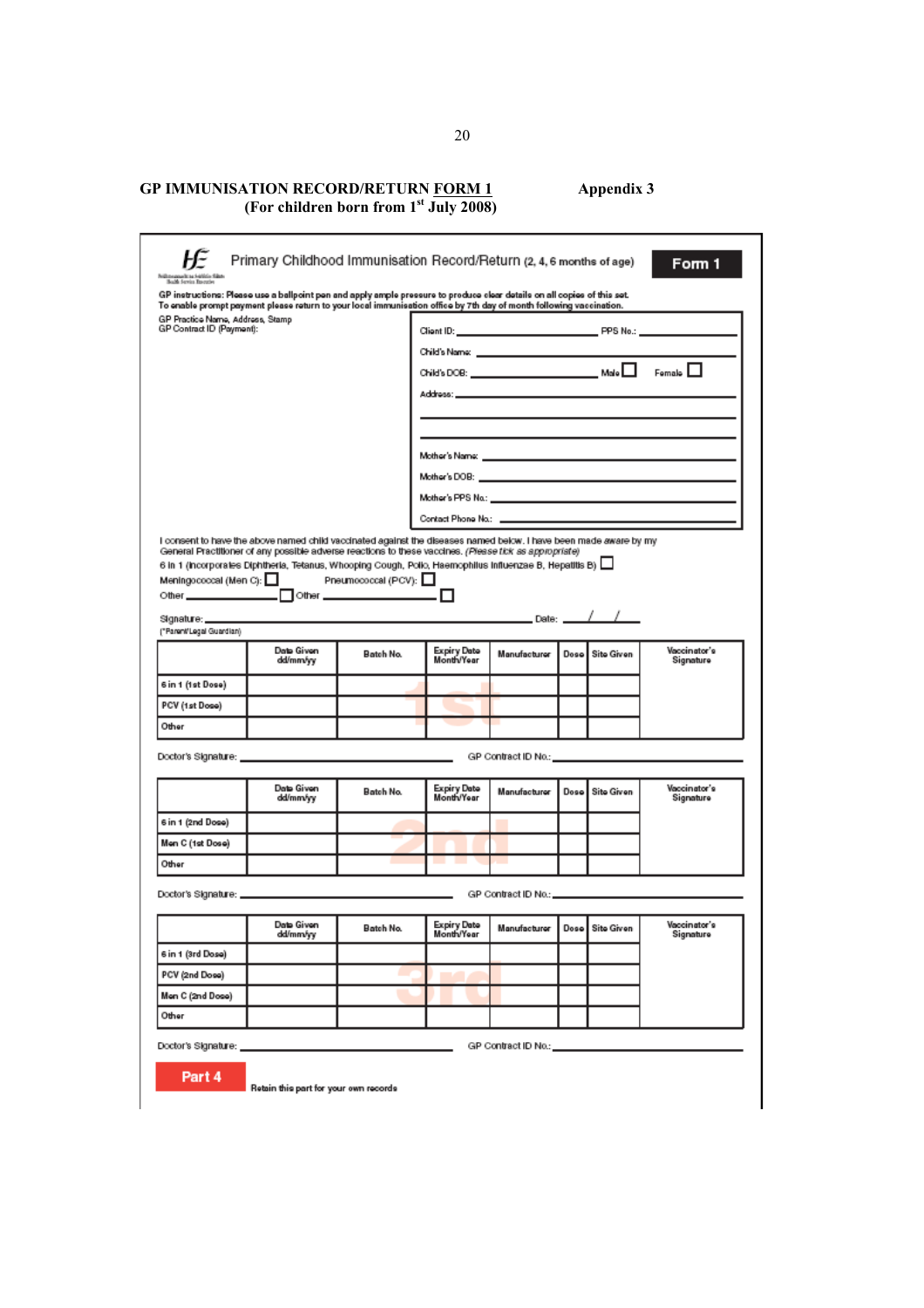**GP IMMUNISATION RECORD/RETURN FORM 1** **Appendix 3**

**(For children born from 1st July 2008)**

Primary Childhood Immunisation Record/Return (2, 4, 6 months of age) **Form 1**

**GP instructions: Please use a ballpoint pen and apply ample pressure to produce clear details on all copies of this set. To enable prompt payment please return to your local immunisation office by 7th day of month following vaccination.**

GP Practice Name, Address, Stamp
GP Contract ID (Payment):

Client ID: ____________ PPS No.: ____________

Child's Name: ____________

Child's DOB: ____________ Male ☐ Female ☐

Address: ____________

Mother's Name: ____________

Mother's DOB: ____________

Mother's PPS No.: ____________

Contact Phone No.: ____________

I consent to have the above named child vaccinated against the diseases named below. I have been made aware by my General Practitioner of any possible adverse reactions to these vaccines. *(Please tick as appropriate)*

6 in 1 (incorporates Diphtheria, Tetanus, Whooping Cough, Polio, Haemophilus Influenzae B, Hepatitis B) ☐

Meningococcal (Men C): ☐ Pneumococcal (PCV): ☐

Other ____________ ☐ Other ____________ ☐

Signature: ____________ Date: __/__/__

(*Parent/Legal Guardian)

**1st**

| | Date Given dd/mm/yy | Batch No. | Expiry Date Month/Year | Manufacturer | Dose | Site Given | Vaccinator's Signature |
|---|---|---|---|---|---|---|---|
| 6 in 1 (1st Dose) | | | | | | | |
| PCV (1st Dose) | | | | | | | |
| Other | | | | | | | |

Doctor's Signature: ____________ GP Contract ID No.: ____________

**2nd**

| | Date Given dd/mm/yy | Batch No. | Expiry Date Month/Year | Manufacturer | Dose | Site Given | Vaccinator's Signature |
|---|---|---|---|---|---|---|---|
| 6 in 1 (2nd Dose) | | | | | | | |
| Men C (1st Dose) | | | | | | | |
| Other | | | | | | | |

Doctor's Signature: ____________ GP Contract ID No.: ____________

**3rd**

| | Date Given dd/mm/yy | Batch No. | Expiry Date Month/Year | Manufacturer | Dose | Site Given | Vaccinator's Signature |
|---|---|---|---|---|---|---|---|
| 6 in 1 (3rd Dose) | | | | | | | |
| PCV (2nd Dose) | | | | | | | |
| Men C (2nd Dose) | | | | | | | |
| Other | | | | | | | |

Doctor's Signature: ____________ GP Contract ID No.: ____________

**Part 4** **Retain this part for your own records**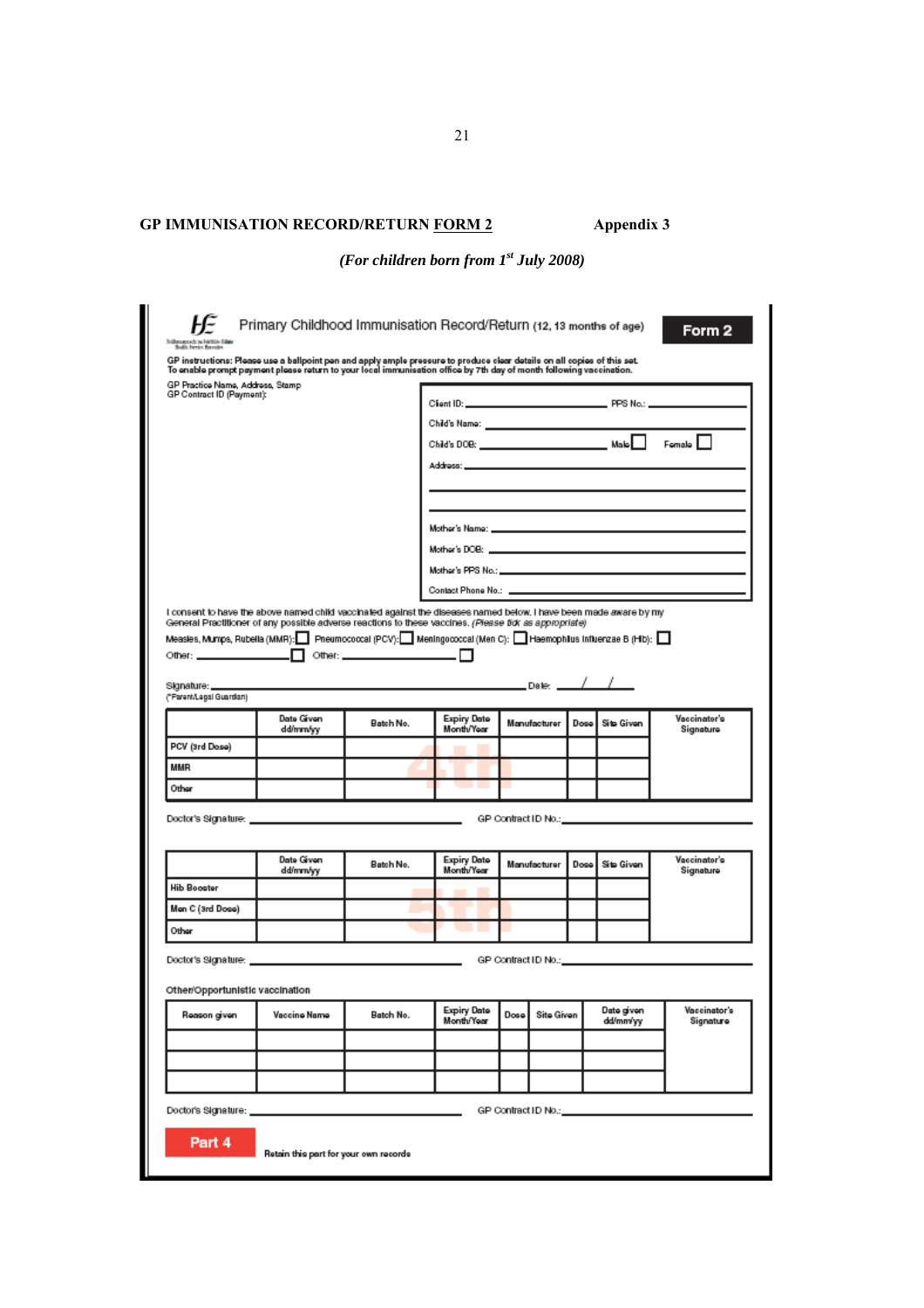## GP IMMUNISATION RECORD/RETURN FORM 2 — Appendix 3

*(For children born from 1st July 2008)*

**Primary Childhood Immunisation Record/Return** (12, 13 months of age) — **Form 2**

GP instructions: Please use a ballpoint pen and apply ample pressure to produce clear details on all copies of this set. To enable prompt payment please return to your local immunisation office by 7th day of month following vaccination.

GP Practice Name, Address, Stamp
GP Contract ID (Payment):

Client ID: ______________ PPS No.: ______________

Child's Name: ______________

Child's DOB: ______________ Male ☐ Female ☐

Address: ______________

Mother's Name: ______________

Mother's DOB: ______________

Mother's PPS No.: ______________

Contact Phone No.: ______________

I consent to have the above named child vaccinated against the diseases named below. I have been made aware by my General Practitioner of any possible adverse reactions to these vaccines. *(Please tick as appropriate)*

Measles, Mumps, Rubella (MMR): ☐ Pneumococcal (PCV): ☐ Meningococcal (Men C): ☐ Haemophilus Influenzae B (Hib): ☐

Other: ______________ ☐ Other: ______________ ☐

Signature: ______________ Date: ___/___/___
(*Parent/Legal Guardian)

**4th**

| | Date Given dd/mm/yy | Batch No. | Expiry Date Month/Year | Manufacturer | Dose | Site Given | Vaccinator's Signature |
|---|---|---|---|---|---|---|---|
| PCV (3rd Dose) | | | | | | | |
| MMR | | | | | | | |
| Other | | | | | | | |

Doctor's Signature: ______________ GP Contract ID No.: ______________

**5th**

| | Date Given dd/mm/yy | Batch No. | Expiry Date Month/Year | Manufacturer | Dose | Site Given | Vaccinator's Signature |
|---|---|---|---|---|---|---|---|
| Hib Booster | | | | | | | |
| Men C (3rd Dose) | | | | | | | |
| Other | | | | | | | |

Doctor's Signature: ______________ GP Contract ID No.: ______________

Other/Opportunistic vaccination

| Reason given | Vaccine Name | Batch No. | Expiry Date Month/Year | Dose | Site Given | Date given dd/mm/yy | Vaccinator's Signature |
|---|---|---|---|---|---|---|---|
| | | | | | | | |
| | | | | | | | |
| | | | | | | | |

Doctor's Signature: ______________ GP Contract ID No.: ______________

**Part 4** — Retain this part for your own records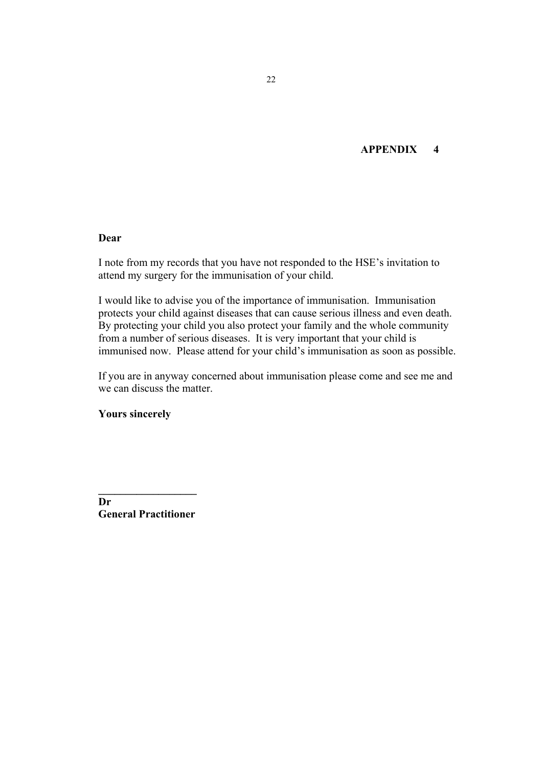**APPENDIX 4**

**Dear**

I note from my records that you have not responded to the HSE's invitation to attend my surgery for the immunisation of your child.

I would like to advise you of the importance of immunisation. Immunisation protects your child against diseases that can cause serious illness and even death. By protecting your child you also protect your family and the whole community from a number of serious diseases. It is very important that your child is immunised now. Please attend for your child's immunisation as soon as possible.

If you are in anyway concerned about immunisation please come and see me and we can discuss the matter.

**Yours sincerely**

**__________________**
**Dr**
**General Practitioner**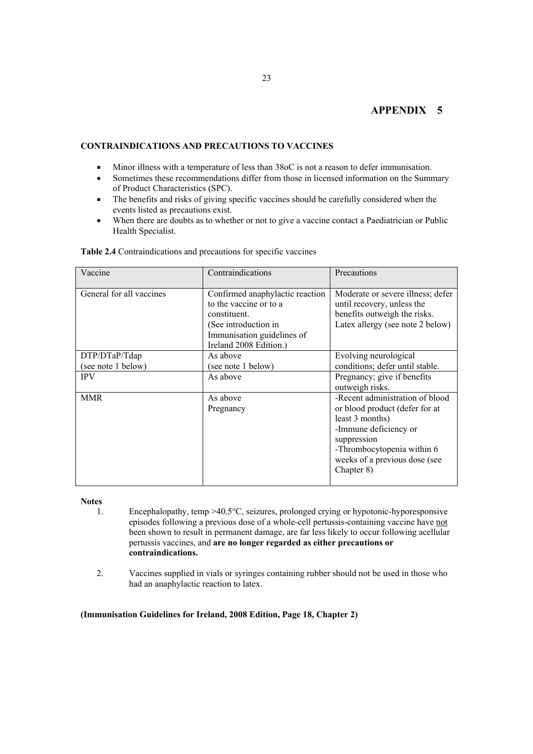# APPENDIX 5

**CONTRAINDICATIONS AND PRECAUTIONS TO VACCINES**

- Minor illness with a temperature of less than 38oC is not a reason to defer immunisation.
- Sometimes these recommendations differ from those in licensed information on the Summary of Product Characteristics (SPC).
- The benefits and risks of giving specific vaccines should be carefully considered when the events listed as precautions exist.
- When there are doubts as to whether or not to give a vaccine contact a Paediatrician or Public Health Specialist.

**Table 2.4** Contraindications and precautions for specific vaccines

| Vaccine | Contraindications | Precautions |
|---|---|---|
| General for all vaccines | Confirmed anaphylactic reaction to the vaccine or to a constituent. (See introduction in Immunisation guidelines of Ireland 2008 Edition.) | Moderate or severe illness; defer until recovery, unless the benefits outweigh the risks. Latex allergy (see note 2 below) |
| DTP/DTaP/Tdap (see note 1 below) | As above (see note 1 below) | Evolving neurological conditions; defer until stable. |
| IPV | As above | Pregnancy; give if benefits outweigh risks. |
| MMR | As above<br>Pregnancy | -Recent administration of blood or blood product (defer for at least 3 months)<br>-Immune deficiency or suppression<br>-Thrombocytopenia within 6 weeks of a previous dose (see Chapter 8) |

**Notes**

1. Encephalopathy, temp >40.5°C, seizures, prolonged crying or hypotonic-hyporesponsive episodes following a previous dose of a whole-cell pertussis-containing vaccine have not been shown to result in permanent damage, are far less likely to occur following acellular pertussis vaccines, and **are no longer regarded as either precautions or contraindications.**

2. Vaccines supplied in vials or syringes containing rubber should not be used in those who had an anaphylactic reaction to latex.

**(Immunisation Guidelines for Ireland, 2008 Edition, Page 18, Chapter 2)**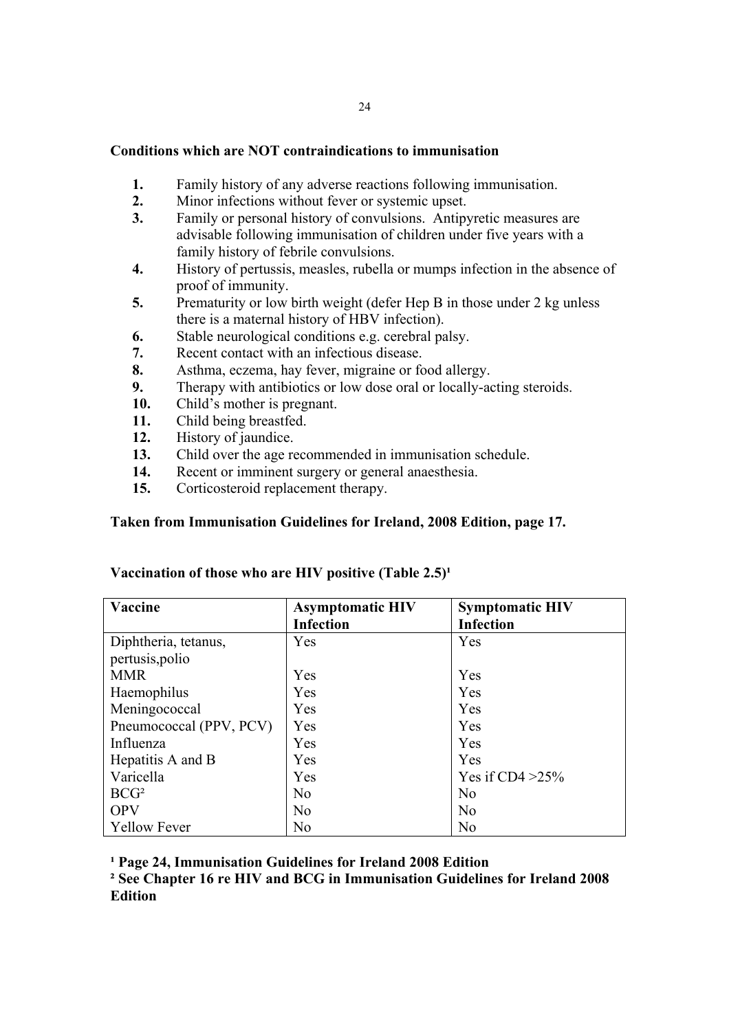**Conditions which are NOT contraindications to immunisation**

1. Family history of any adverse reactions following immunisation.
2. Minor infections without fever or systemic upset.
3. Family or personal history of convulsions. Antipyretic measures are advisable following immunisation of children under five years with a family history of febrile convulsions.
4. History of pertussis, measles, rubella or mumps infection in the absence of proof of immunity.
5. Prematurity or low birth weight (defer Hep B in those under 2 kg unless there is a maternal history of HBV infection).
6. Stable neurological conditions e.g. cerebral palsy.
7. Recent contact with an infectious disease.
8. Asthma, eczema, hay fever, migraine or food allergy.
9. Therapy with antibiotics or low dose oral or locally-acting steroids.
10. Child's mother is pregnant.
11. Child being breastfed.
12. History of jaundice.
13. Child over the age recommended in immunisation schedule.
14. Recent or imminent surgery or general anaesthesia.
15. Corticosteroid replacement therapy.

**Taken from Immunisation Guidelines for Ireland, 2008 Edition, page 17.**

**Vaccination of those who are HIV positive (Table 2.5)[1]**

| Vaccine | Asymptomatic HIV Infection | Symptomatic HIV Infection |
|---|---|---|
| Diphtheria, tetanus, pertusis,polio | Yes | Yes |
| MMR | Yes | Yes |
| Haemophilus | Yes | Yes |
| Meningococcal | Yes | Yes |
| Pneumococcal (PPV, PCV) | Yes | Yes |
| Influenza | Yes | Yes |
| Hepatitis A and B | Yes | Yes |
| Varicella | Yes | Yes if CD4 >25% |
| BCG[2] | No | No |
| OPV | No | No |
| Yellow Fever | No | No |

**[1] Page 24, Immunisation Guidelines for Ireland 2008 Edition**

**[2] See Chapter 16 re HIV and BCG in Immunisation Guidelines for Ireland 2008 Edition**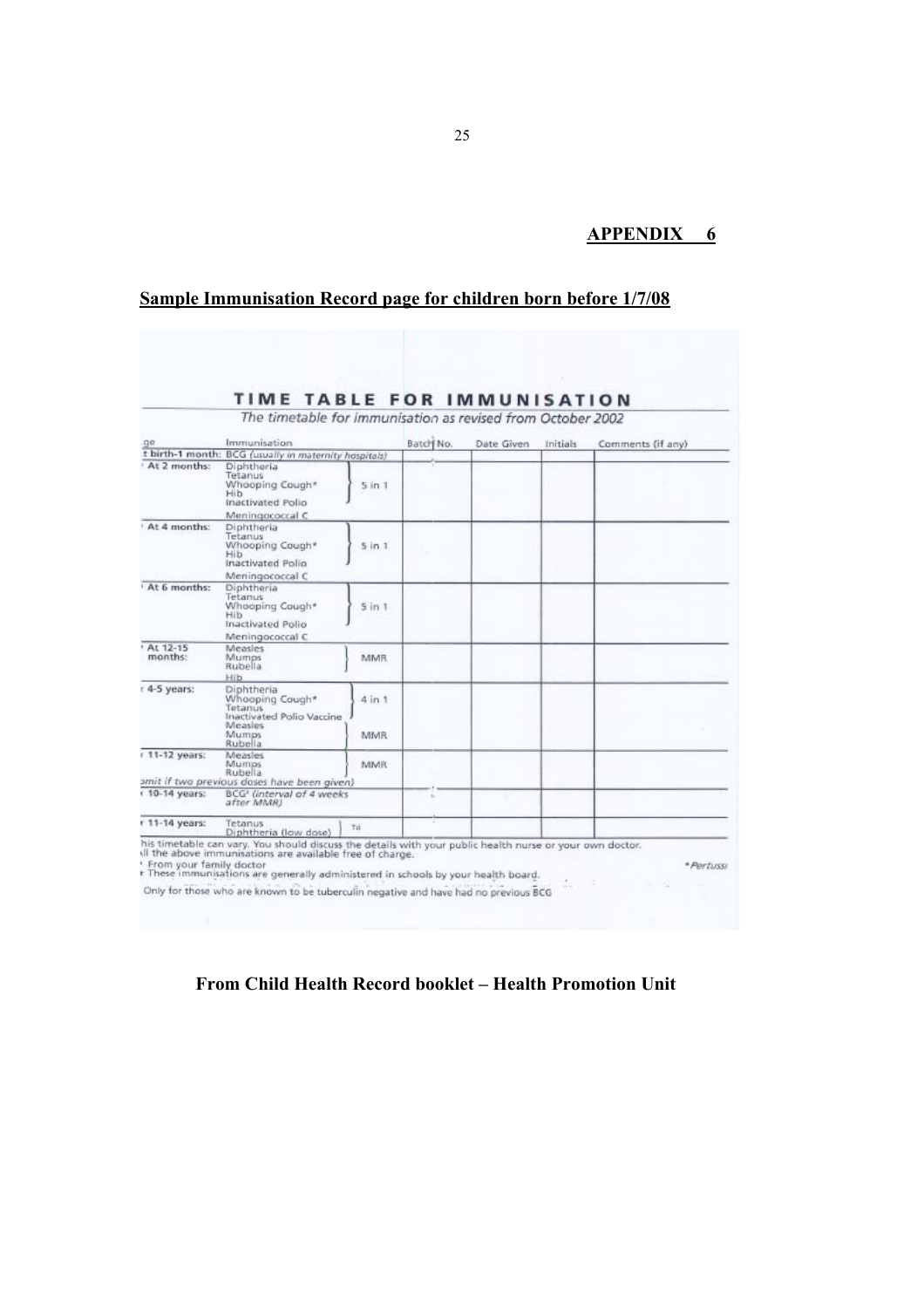**APPENDIX 6**

## Sample Immunisation Record page for children born before 1/7/08

# TIME TABLE FOR IMMUNISATION

*The timetable for immunisation as revised from October 2002*

| ge | Immunisation | | Batch No. | Date Given | Initials | Comments (if any) |
|---|---|---|---|---|---|---|
| t birth-1 month: | BCG *(usually in maternity hospitals)* | | | | | |
| At 2 months: | Diphtheria<br>Tetanus<br>Whooping Cough*<br>Hib<br>Inactivated Polio | 5 in 1 | | | | |
| | Meningococcal C | | | | | |
| At 4 months: | Diphtheria<br>Tetanus<br>Whooping Cough*<br>Hib<br>Inactivated Polio | 5 in 1 | | | | |
| | Meningococcal C | | | | | |
| At 6 months: | Diphtheria<br>Tetanus<br>Whooping Cough*<br>Hib<br>Inactivated Polio | 5 in 1 | | | | |
| | Meningococcal C | | | | | |
| At 12-15 months: | Measles<br>Mumps<br>Rubella | MMR | | | | |
| | Hib | | | | | |
| 4-5 years: | Diphtheria<br>Whooping Cough*<br>Tetanus<br>Inactivated Polio Vaccine | 4 in 1 | | | | |
| | Measles<br>Mumps<br>Rubella | MMR | | | | |
| 11-12 years: | Measles<br>Mumps<br>Rubella | MMR | | | | |
| | omit if two previous doses have been given) | | | | | |
| 10-14 years: | BCG[1] *(interval of 4 weeks after MMR)* | | | | | |
| 11-14 years: | Tetanus<br>Diphtheria (low dose) | Td | | | | |

his timetable can vary. You should discuss the details with your public health nurse or your own doctor.
ll the above immunisations are available free of charge.

[1] From your family doctor

These immunisations are generally administered in schools by your health board.

*Pertussi

Only for those who are known to be tuberculin negative and have had no previous BCG

**From Child Health Record booklet – Health Promotion Unit**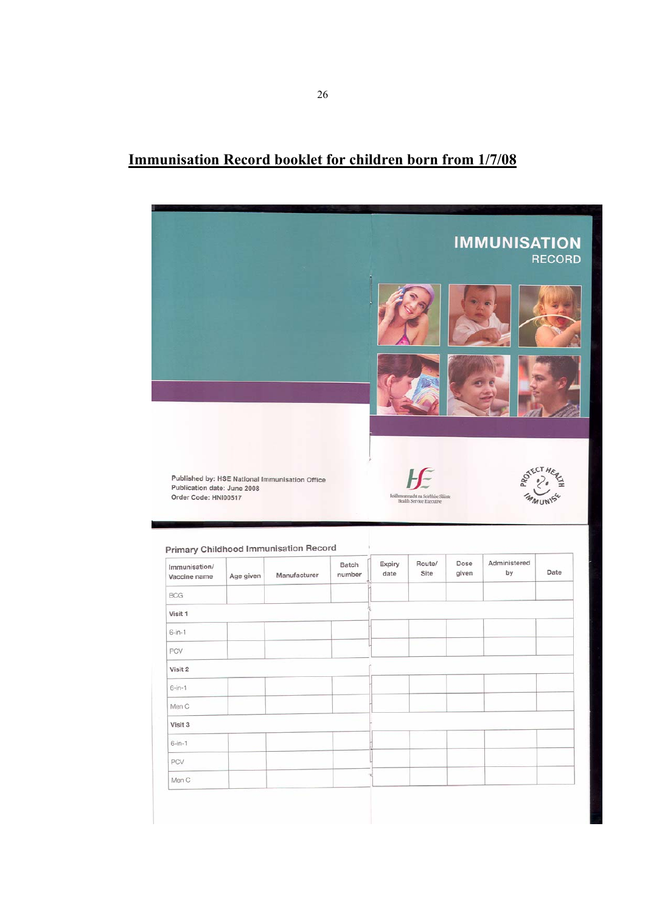## Immunisation Record booklet for children born from 1/7/08

**IMMUNISATION RECORD**

Published by: HSE National Immunisation Office
Publication date: June 2008
Order Code: HNI00517

Feidhmeannacht na Seirbhíse Sláinte
Health Service Executive

PROTECT HEALTH IMMUNISE

### Primary Childhood Immunisation Record

| Immunisation/ Vaccine name | Age given | Manufacturer | Batch number | Expiry date | Route/ Site | Dose given | Administered by | Date |
|---|---|---|---|---|---|---|---|---|
| BCG | | | | | | | | |
| **Visit 1** | | | | | | | | |
| 6-in-1 | | | | | | | | |
| PCV | | | | | | | | |
| **Visit 2** | | | | | | | | |
| 6-in-1 | | | | | | | | |
| Men C | | | | | | | | |
| **Visit 3** | | | | | | | | |
| 6-in-1 | | | | | | | | |
| PCV | | | | | | | | |
| Men C | | | | | | | | |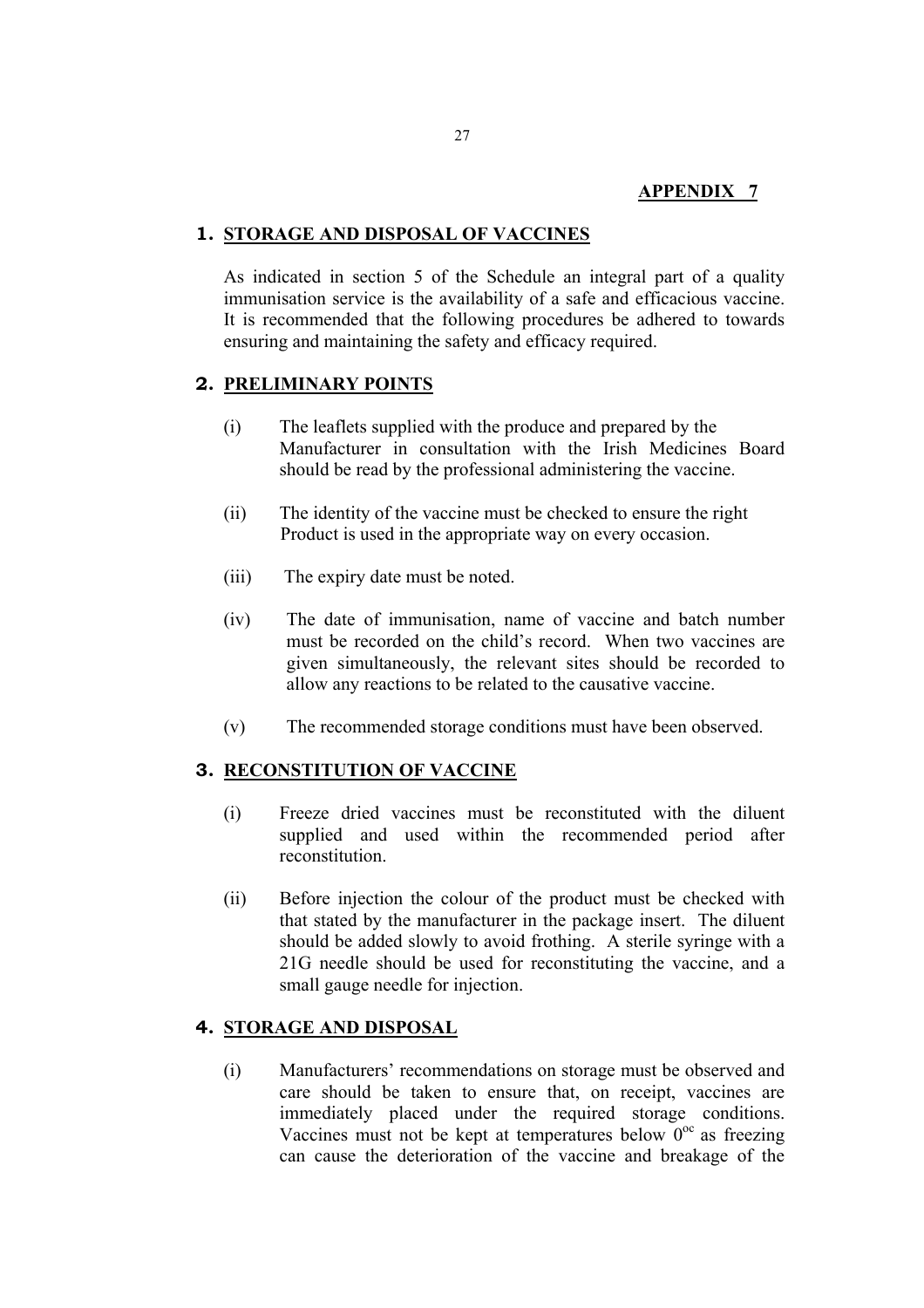**APPENDIX 7**

## 1. STORAGE AND DISPOSAL OF VACCINES

As indicated in section 5 of the Schedule an integral part of a quality immunisation service is the availability of a safe and efficacious vaccine. It is recommended that the following procedures be adhered to towards ensuring and maintaining the safety and efficacy required.

## 2. PRELIMINARY POINTS

(i) The leaflets supplied with the produce and prepared by the Manufacturer in consultation with the Irish Medicines Board should be read by the professional administering the vaccine.

(ii) The identity of the vaccine must be checked to ensure the right Product is used in the appropriate way on every occasion.

(iii) The expiry date must be noted.

(iv) The date of immunisation, name of vaccine and batch number must be recorded on the child's record. When two vaccines are given simultaneously, the relevant sites should be recorded to allow any reactions to be related to the causative vaccine.

(v) The recommended storage conditions must have been observed.

## 3. RECONSTITUTION OF VACCINE

(i) Freeze dried vaccines must be reconstituted with the diluent supplied and used within the recommended period after reconstitution.

(ii) Before injection the colour of the product must be checked with that stated by the manufacturer in the package insert. The diluent should be added slowly to avoid frothing. A sterile syringe with a 21G needle should be used for reconstituting the vaccine, and a small gauge needle for injection.

## 4. STORAGE AND DISPOSAL

(i) Manufacturers' recommendations on storage must be observed and care should be taken to ensure that, on receipt, vaccines are immediately placed under the required storage conditions. Vaccines must not be kept at temperatures below $0^{oc}$ as freezing can cause the deterioration of the vaccine and breakage of the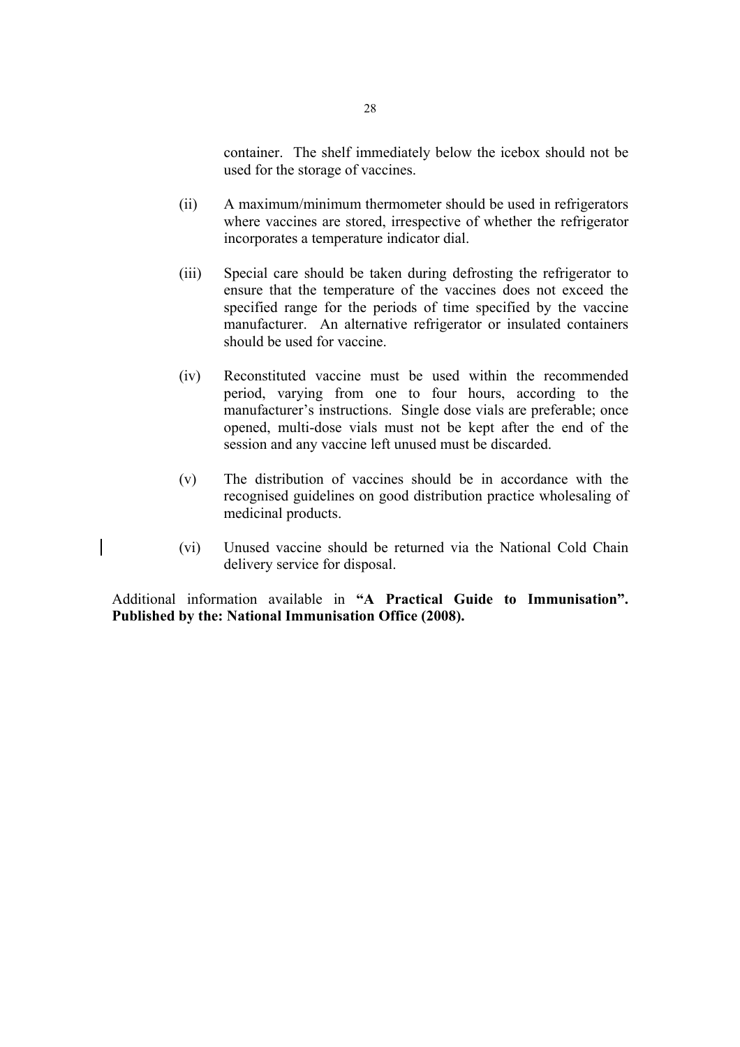container. The shelf immediately below the icebox should not be used for the storage of vaccines.

(ii) A maximum/minimum thermometer should be used in refrigerators where vaccines are stored, irrespective of whether the refrigerator incorporates a temperature indicator dial.

(iii) Special care should be taken during defrosting the refrigerator to ensure that the temperature of the vaccines does not exceed the specified range for the periods of time specified by the vaccine manufacturer. An alternative refrigerator or insulated containers should be used for vaccine.

(iv) Reconstituted vaccine must be used within the recommended period, varying from one to four hours, according to the manufacturer's instructions. Single dose vials are preferable; once opened, multi-dose vials must not be kept after the end of the session and any vaccine left unused must be discarded.

(v) The distribution of vaccines should be in accordance with the recognised guidelines on good distribution practice wholesaling of medicinal products.

(vi) Unused vaccine should be returned via the National Cold Chain delivery service for disposal.

Additional information available in **"A Practical Guide to Immunisation". Published by the: National Immunisation Office (2008).**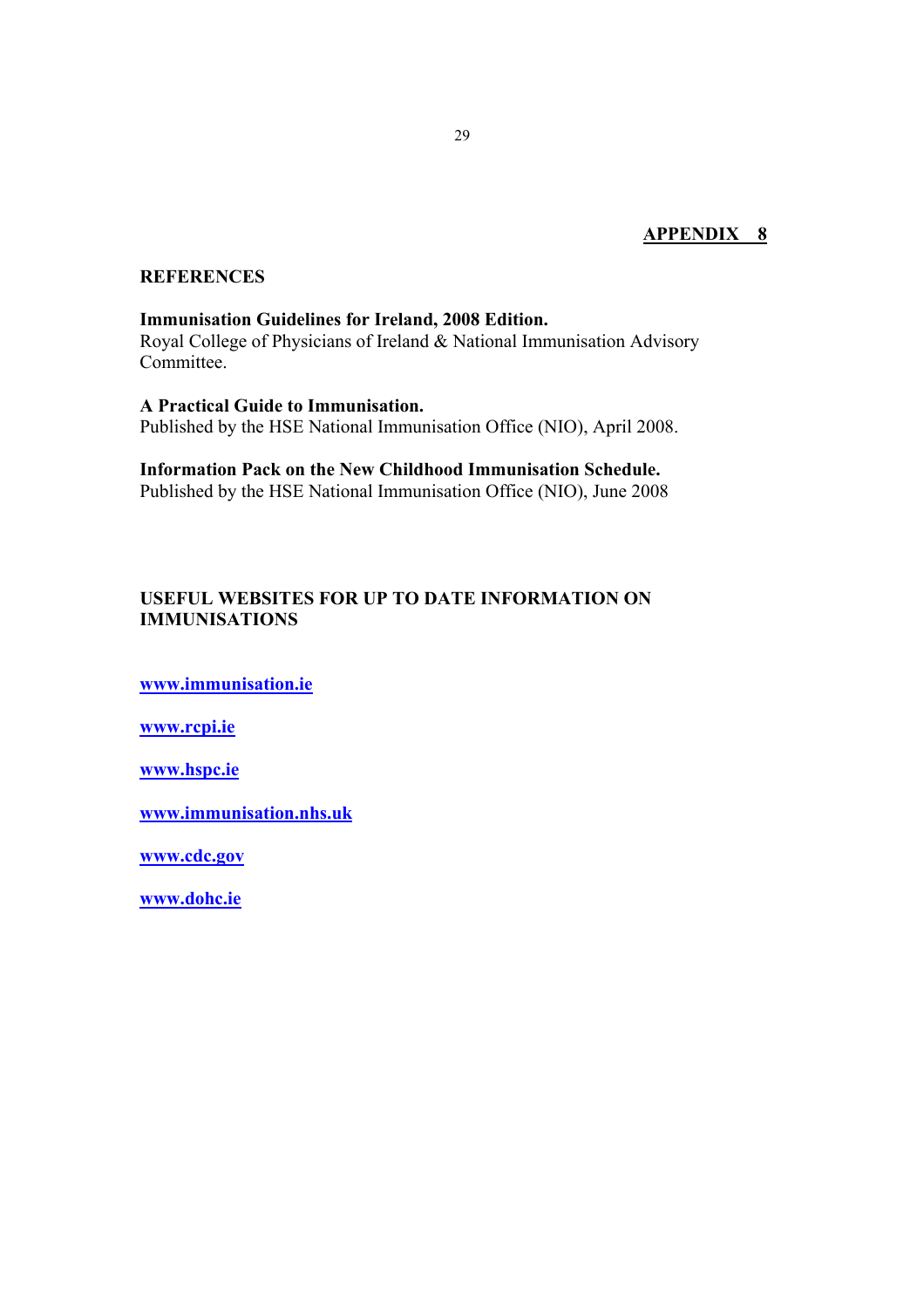## APPENDIX 8

## REFERENCES

**Immunisation Guidelines for Ireland, 2008 Edition.**
Royal College of Physicians of Ireland & National Immunisation Advisory Committee.

**A Practical Guide to Immunisation.**
Published by the HSE National Immunisation Office (NIO), April 2008.

**Information Pack on the New Childhood Immunisation Schedule.**
Published by the HSE National Immunisation Office (NIO), June 2008

## USEFUL WEBSITES FOR UP TO DATE INFORMATION ON IMMUNISATIONS

**www.immunisation.ie**

**www.rcpi.ie**

**www.hspc.ie**

**www.immunisation.nhs.uk**

**www.cdc.gov**

**www.dohc.ie**